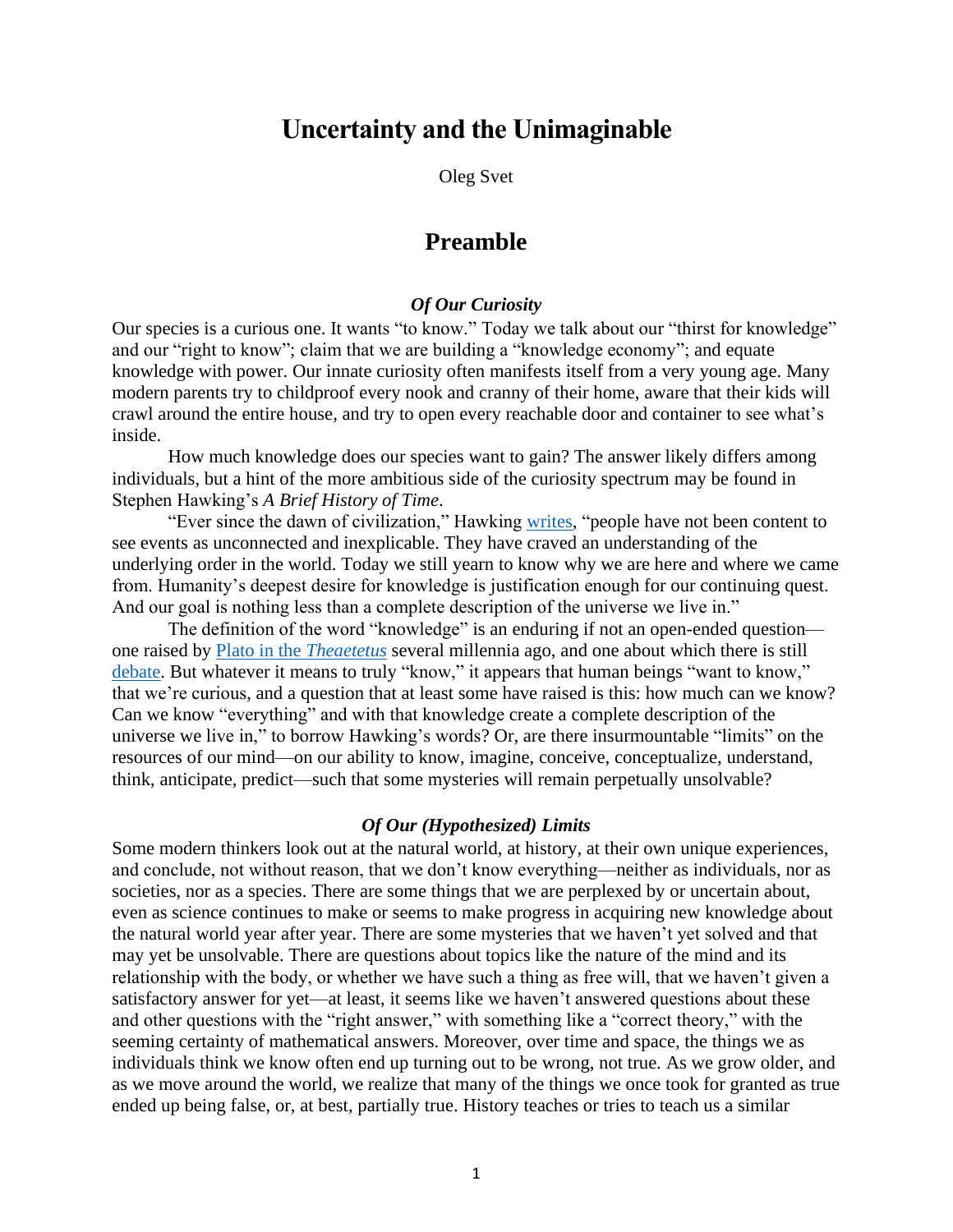# Uncertainty and the Unimaginable

Oleg Svet

## Preamble

### *Of Our Curiosity*

Our species is a curious one. It wants "to know." Today we talk about our "thirst for knowledge" and our "right to know"; claim that we are building a "knowledge economy"; and equate knowledge with power. Our innate curiosity often manifests itself from a very young age. Many modern parents try to childproof every nook and cranny of their home, aware that their kids will crawl around the entire house, and try to open every reachable door and container to see what's inside.

How much knowledge does our species want to gain? The answer likely differs among individuals, but a hint of the more ambitious side of the curiosity spectrum may be found in Stephen Hawking's *A Brief History of Time*.

"Ever since the dawn of civilization," Hawking writes, "people have not been content to see events as unconnected and inexplicable. They have craved an understanding of the underlying order in the world. Today we still yearn to know why we are here and where we came from. Humanity's deepest desire for knowledge is justification enough for our continuing quest. And our goal is nothing less than a complete description of the universe we live in."

The definition of the word "knowledge" is an enduring if not an open-ended question—one raised by Plato in the *Theaetetus* several millennia ago, and one about which there is still debate. But whatever it means to truly "know," it appears that human beings "want to know," that we're curious, and a question that at least some have raised is this: how much can we know? Can we know "everything" and with that knowledge create a complete description of the universe we live in," to borrow Hawking's words? Or, are there insurmountable "limits" on the resources of our mind—on our ability to know, imagine, conceive, conceptualize, understand, think, anticipate, predict—such that some mysteries will remain perpetually unsolvable?

### *Of Our (Hypothesized) Limits*

Some modern thinkers look out at the natural world, at history, at their own unique experiences, and conclude, not without reason, that we don't know everything—neither as individuals, nor as societies, nor as a species. There are some things that we are perplexed by or uncertain about, even as science continues to make or seems to make progress in acquiring new knowledge about the natural world year after year. There are some mysteries that we haven't yet solved and that may yet be unsolvable. There are questions about topics like the nature of the mind and its relationship with the body, or whether we have such a thing as free will, that we haven't given a satisfactory answer for yet—at least, it seems like we haven't answered questions about these and other questions with the "right answer," with something like a "correct theory," with the seeming certainty of mathematical answers. Moreover, over time and space, the things we as individuals think we know often end up turning out to be wrong, not true. As we grow older, and as we move around the world, we realize that many of the things we once took for granted as true ended up being false, or, at best, partially true. History teaches or tries to teach us a similar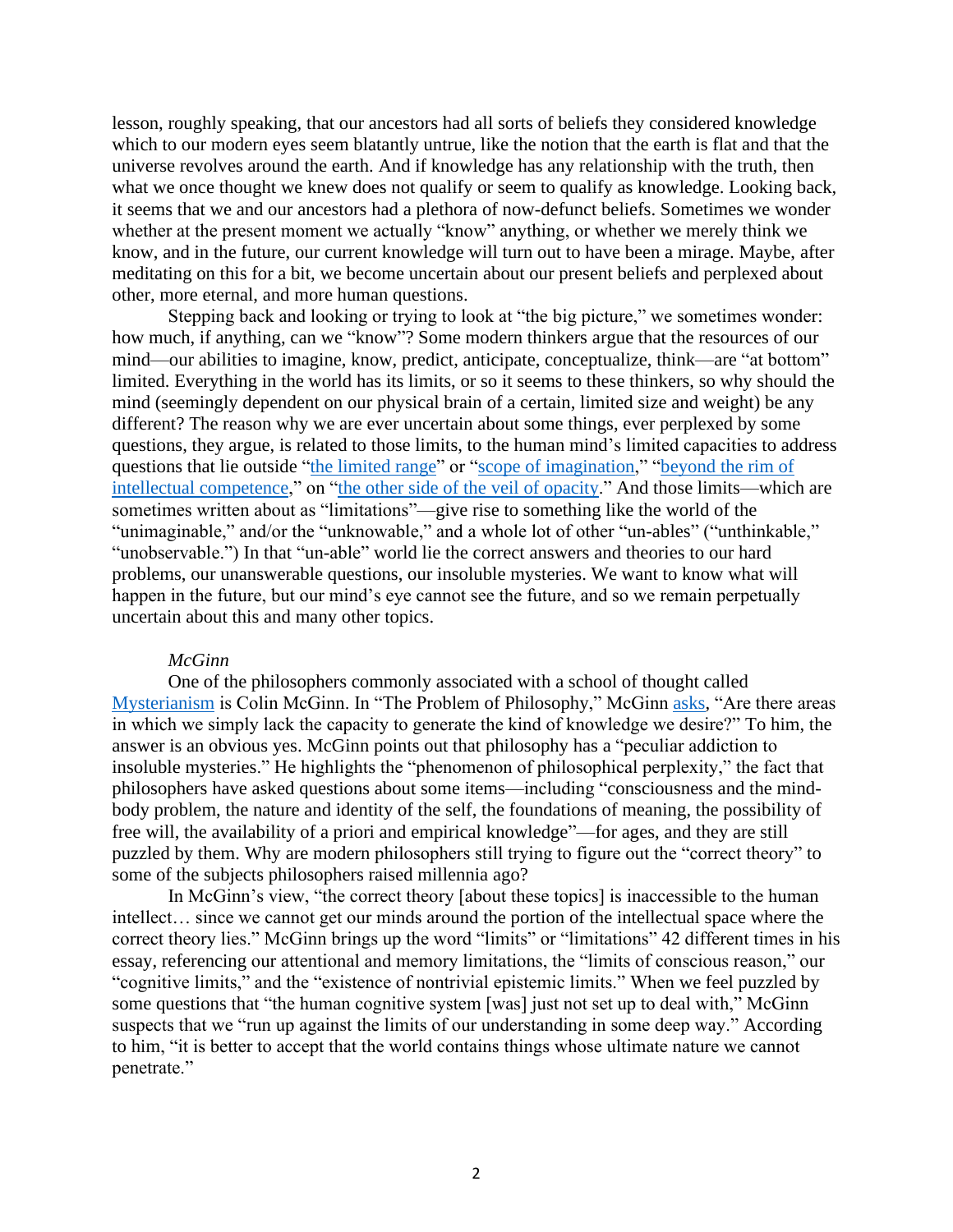lesson, roughly speaking, that our ancestors had all sorts of beliefs they considered knowledge which to our modern eyes seem blatantly untrue, like the notion that the earth is flat and that the universe revolves around the earth. And if knowledge has any relationship with the truth, then what we once thought we knew does not qualify or seem to qualify as knowledge. Looking back, it seems that we and our ancestors had a plethora of now-defunct beliefs. Sometimes we wonder whether at the present moment we actually "know" anything, or whether we merely think we know, and in the future, our current knowledge will turn out to have been a mirage. Maybe, after meditating on this for a bit, we become uncertain about our present beliefs and perplexed about other, more eternal, and more human questions.

Stepping back and looking or trying to look at "the big picture," we sometimes wonder: how much, if anything, can we "know"? Some modern thinkers argue that the resources of our mind—our abilities to imagine, know, predict, anticipate, conceptualize, think—are "at bottom" limited. Everything in the world has its limits, or so it seems to these thinkers, so why should the mind (seemingly dependent on our physical brain of a certain, limited size and weight) be any different? The reason why we are ever uncertain about some things, ever perplexed by some questions, they argue, is related to those limits, to the human mind's limited capacities to address questions that lie outside "the limited range" or "scope of imagination," "beyond the rim of intellectual competence," on "the other side of the veil of opacity." And those limits—which are sometimes written about as "limitations"—give rise to something like the world of the "unimaginable," and/or the "unknowable," and a whole lot of other "un-ables" ("unthinkable," "unobservable.") In that "un-able" world lie the correct answers and theories to our hard problems, our unanswerable questions, our insoluble mysteries. We want to know what will happen in the future, but our mind's eye cannot see the future, and so we remain perpetually uncertain about this and many other topics.

*McGinn*

One of the philosophers commonly associated with a school of thought called Mysterianism is Colin McGinn. In "The Problem of Philosophy," McGinn asks, "Are there areas in which we simply lack the capacity to generate the kind of knowledge we desire?" To him, the answer is an obvious yes. McGinn points out that philosophy has a "peculiar addiction to insoluble mysteries." He highlights the "phenomenon of philosophical perplexity," the fact that philosophers have asked questions about some items—including "consciousness and the mind-body problem, the nature and identity of the self, the foundations of meaning, the possibility of free will, the availability of a priori and empirical knowledge"—for ages, and they are still puzzled by them. Why are modern philosophers still trying to figure out the "correct theory" to some of the subjects philosophers raised millennia ago?

In McGinn's view, "the correct theory [about these topics] is inaccessible to the human intellect… since we cannot get our minds around the portion of the intellectual space where the correct theory lies." McGinn brings up the word "limits" or "limitations" 42 different times in his essay, referencing our attentional and memory limitations, the "limits of conscious reason," our "cognitive limits," and the "existence of nontrivial epistemic limits." When we feel puzzled by some questions that "the human cognitive system [was] just not set up to deal with," McGinn suspects that we "run up against the limits of our understanding in some deep way." According to him, "it is better to accept that the world contains things whose ultimate nature we cannot penetrate."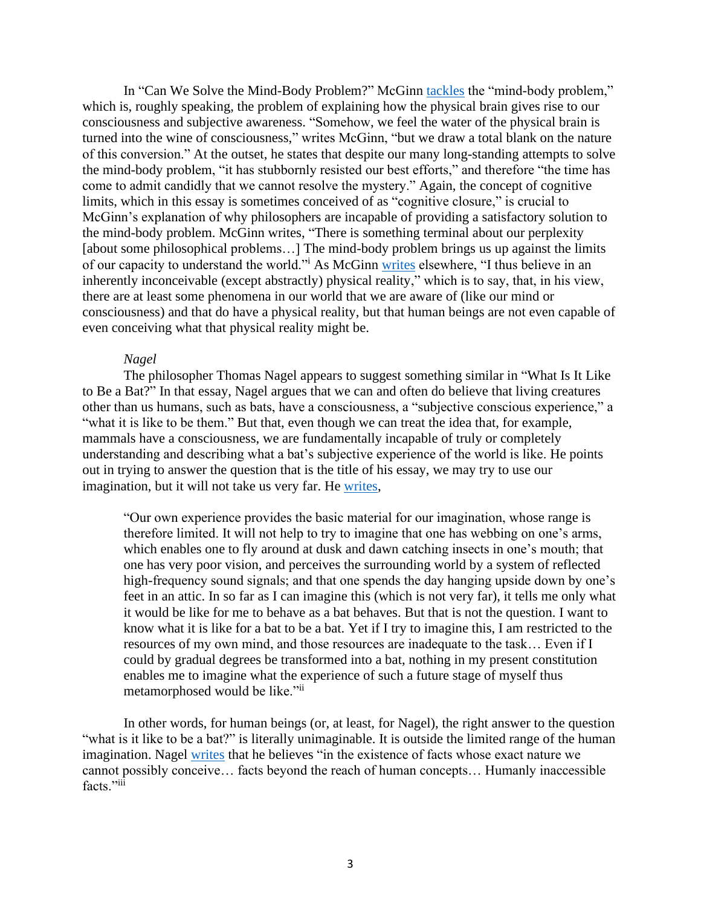In "Can We Solve the Mind-Body Problem?" McGinn tackles the "mind-body problem," which is, roughly speaking, the problem of explaining how the physical brain gives rise to our consciousness and subjective awareness. "Somehow, we feel the water of the physical brain is turned into the wine of consciousness," writes McGinn, "but we draw a total blank on the nature of this conversion." At the outset, he states that despite our many long-standing attempts to solve the mind-body problem, "it has stubbornly resisted our best efforts," and therefore "the time has come to admit candidly that we cannot resolve the mystery." Again, the concept of cognitive limits, which in this essay is sometimes conceived of as "cognitive closure," is crucial to McGinn's explanation of why philosophers are incapable of providing a satisfactory solution to the mind-body problem. McGinn writes, "There is something terminal about our perplexity [about some philosophical problems…] The mind-body problem brings us up against the limits of our capacity to understand the world."[i] As McGinn writes elsewhere, "I thus believe in an inherently inconceivable (except abstractly) physical reality," which is to say, that, in his view, there are at least some phenomena in our world that we are aware of (like our mind or consciousness) and that do have a physical reality, but that human beings are not even capable of even conceiving what that physical reality might be.

*Nagel*

The philosopher Thomas Nagel appears to suggest something similar in "What Is It Like to Be a Bat?" In that essay, Nagel argues that we can and often do believe that living creatures other than us humans, such as bats, have a consciousness, a "subjective conscious experience," a "what it is like to be them." But that, even though we can treat the idea that, for example, mammals have a consciousness, we are fundamentally incapable of truly or completely understanding and describing what a bat's subjective experience of the world is like. He points out in trying to answer the question that is the title of his essay, we may try to use our imagination, but it will not take us very far. He writes,

> "Our own experience provides the basic material for our imagination, whose range is therefore limited. It will not help to try to imagine that one has webbing on one's arms, which enables one to fly around at dusk and dawn catching insects in one's mouth; that one has very poor vision, and perceives the surrounding world by a system of reflected high-frequency sound signals; and that one spends the day hanging upside down by one's feet in an attic. In so far as I can imagine this (which is not very far), it tells me only what it would be like for me to behave as a bat behaves. But that is not the question. I want to know what it is like for a bat to be a bat. Yet if I try to imagine this, I am restricted to the resources of my own mind, and those resources are inadequate to the task… Even if I could by gradual degrees be transformed into a bat, nothing in my present constitution enables me to imagine what the experience of such a future stage of myself thus metamorphosed would be like."[ii]

In other words, for human beings (or, at least, for Nagel), the right answer to the question "what is it like to be a bat?" is literally unimaginable. It is outside the limited range of the human imagination. Nagel writes that he believes "in the existence of facts whose exact nature we cannot possibly conceive… facts beyond the reach of human concepts… Humanly inaccessible facts."[iii]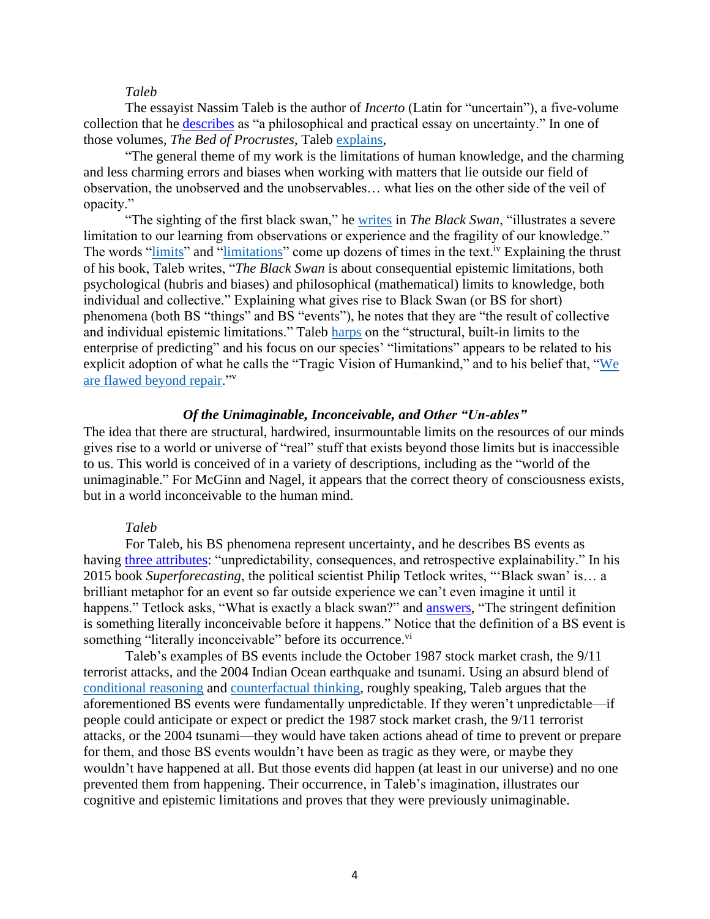*Taleb*

The essayist Nassim Taleb is the author of *Incerto* (Latin for "uncertain"), a five-volume collection that he describes as "a philosophical and practical essay on uncertainty." In one of those volumes, *The Bed of Procrustes*, Taleb explains,

"The general theme of my work is the limitations of human knowledge, and the charming and less charming errors and biases when working with matters that lie outside our field of observation, the unobserved and the unobservables… what lies on the other side of the veil of opacity."

"The sighting of the first black swan," he writes in *The Black Swan*, "illustrates a severe limitation to our learning from observations or experience and the fragility of our knowledge." The words "limits" and "limitations" come up dozens of times in the text.[iv] Explaining the thrust of his book, Taleb writes, "*The Black Swan* is about consequential epistemic limitations, both psychological (hubris and biases) and philosophical (mathematical) limits to knowledge, both individual and collective." Explaining what gives rise to Black Swan (or BS for short) phenomena (both BS "things" and BS "events"), he notes that they are "the result of collective and individual epistemic limitations." Taleb harps on the "structural, built-in limits to the enterprise of predicting" and his focus on our species' "limitations" appears to be related to his explicit adoption of what he calls the "Tragic Vision of Humankind," and to his belief that, "We are flawed beyond repair."[v]

### *Of the Unimaginable, Inconceivable, and Other "Un-ables"*

The idea that there are structural, hardwired, insurmountable limits on the resources of our minds gives rise to a world or universe of "real" stuff that exists beyond those limits but is inaccessible to us. This world is conceived of in a variety of descriptions, including as the "world of the unimaginable." For McGinn and Nagel, it appears that the correct theory of consciousness exists, but in a world inconceivable to the human mind.

*Taleb*

For Taleb, his BS phenomena represent uncertainty, and he describes BS events as having three attributes: "unpredictability, consequences, and retrospective explainability." In his 2015 book *Superforecasting*, the political scientist Philip Tetlock writes, "'Black swan' is… a brilliant metaphor for an event so far outside experience we can't even imagine it until it happens." Tetlock asks, "What is exactly a black swan?" and answers, "The stringent definition is something literally inconceivable before it happens." Notice that the definition of a BS event is something "literally inconceivable" before its occurrence.[vi]

Taleb's examples of BS events include the October 1987 stock market crash, the 9/11 terrorist attacks, and the 2004 Indian Ocean earthquake and tsunami. Using an absurd blend of conditional reasoning and counterfactual thinking, roughly speaking, Taleb argues that the aforementioned BS events were fundamentally unpredictable. If they weren't unpredictable—if people could anticipate or expect or predict the 1987 stock market crash, the 9/11 terrorist attacks, or the 2004 tsunami—they would have taken actions ahead of time to prevent or prepare for them, and those BS events wouldn't have been as tragic as they were, or maybe they wouldn't have happened at all. But those events did happen (at least in our universe) and no one prevented them from happening. Their occurrence, in Taleb's imagination, illustrates our cognitive and epistemic limitations and proves that they were previously unimaginable.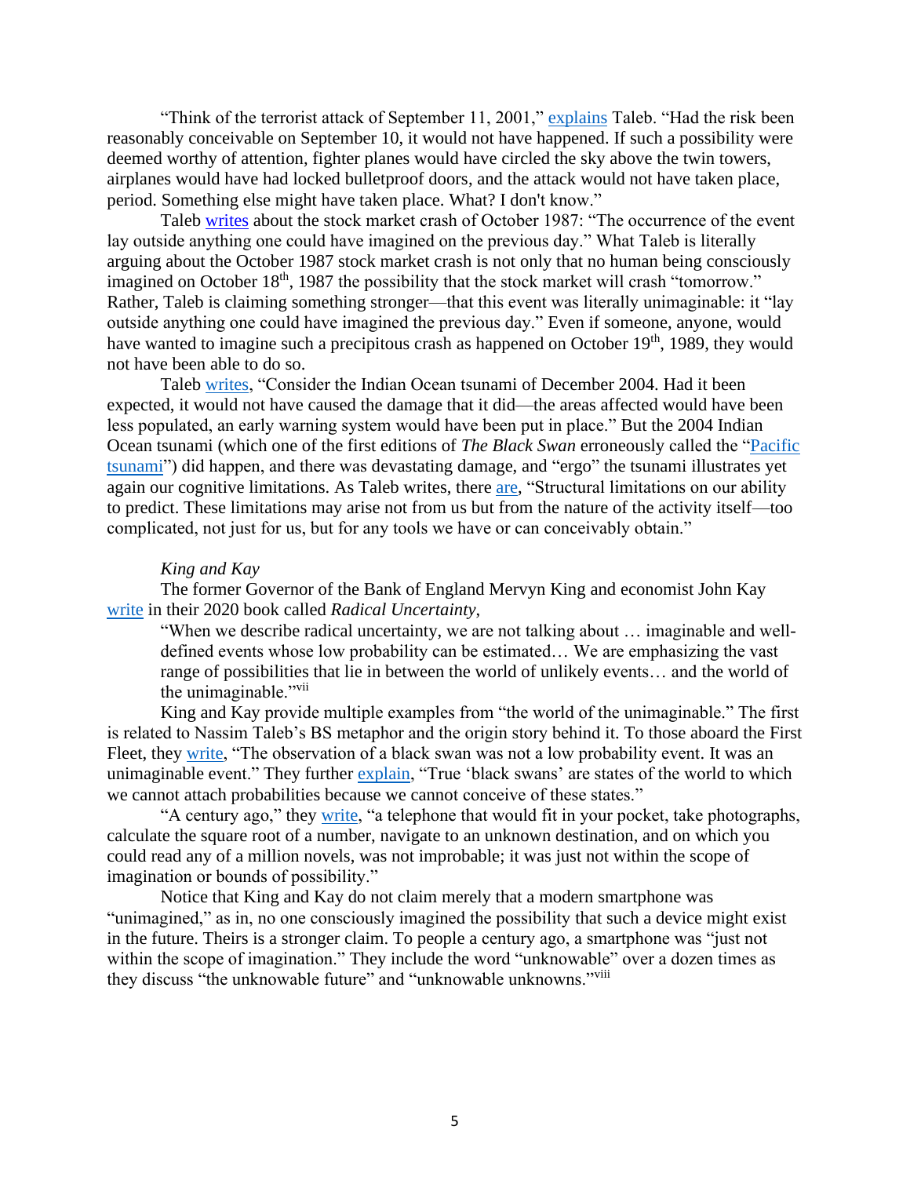"Think of the terrorist attack of September 11, 2001," explains Taleb. "Had the risk been reasonably conceivable on September 10, it would not have happened. If such a possibility were deemed worthy of attention, fighter planes would have circled the sky above the twin towers, airplanes would have had locked bulletproof doors, and the attack would not have taken place, period. Something else might have taken place. What? I don't know."

Taleb writes about the stock market crash of October 1987: "The occurrence of the event lay outside anything one could have imagined on the previous day." What Taleb is literally arguing about the October 1987 stock market crash is not only that no human being consciously imagined on October 18th, 1987 the possibility that the stock market will crash "tomorrow." Rather, Taleb is claiming something stronger—that this event was literally unimaginable: it "lay outside anything one could have imagined the previous day." Even if someone, anyone, would have wanted to imagine such a precipitous crash as happened on October 19th, 1989, they would not have been able to do so.

Taleb writes, "Consider the Indian Ocean tsunami of December 2004. Had it been expected, it would not have caused the damage that it did—the areas affected would have been less populated, an early warning system would have been put in place." But the 2004 Indian Ocean tsunami (which one of the first editions of *The Black Swan* erroneously called the "Pacific tsunami") did happen, and there was devastating damage, and "ergo" the tsunami illustrates yet again our cognitive limitations. As Taleb writes, there are, "Structural limitations on our ability to predict. These limitations may arise not from us but from the nature of the activity itself—too complicated, not just for us, but for any tools we have or can conceivably obtain."

*King and Kay*

The former Governor of the Bank of England Mervyn King and economist John Kay write in their 2020 book called *Radical Uncertainty*,

> "When we describe radical uncertainty, we are not talking about … imaginable and well-defined events whose low probability can be estimated… We are emphasizing the vast range of possibilities that lie in between the world of unlikely events… and the world of the unimaginable."[vii]

King and Kay provide multiple examples from "the world of the unimaginable." The first is related to Nassim Taleb's BS metaphor and the origin story behind it. To those aboard the First Fleet, they write, "The observation of a black swan was not a low probability event. It was an unimaginable event." They further explain, "True 'black swans' are states of the world to which we cannot attach probabilities because we cannot conceive of these states."

"A century ago," they write, "a telephone that would fit in your pocket, take photographs, calculate the square root of a number, navigate to an unknown destination, and on which you could read any of a million novels, was not improbable; it was just not within the scope of imagination or bounds of possibility."

Notice that King and Kay do not claim merely that a modern smartphone was "unimagined," as in, no one consciously imagined the possibility that such a device might exist in the future. Theirs is a stronger claim. To people a century ago, a smartphone was "just not within the scope of imagination." They include the word "unknowable" over a dozen times as they discuss "the unknowable future" and "unknowable unknowns."[viii]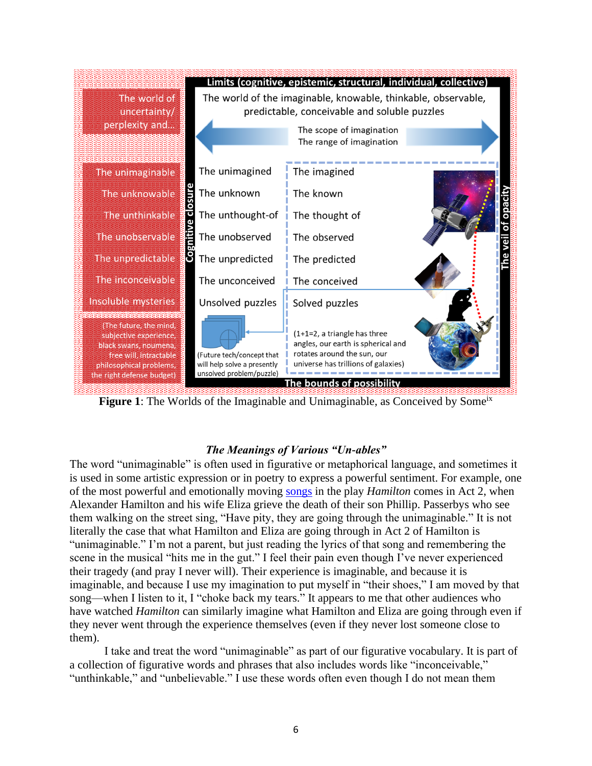**Figure 1**: The Worlds of the Imaginable and Unimaginable, as Conceived by Some[ix]

### *The Meanings of Various "Un-ables"*

The word "unimaginable" is often used in figurative or metaphorical language, and sometimes it is used in some artistic expression or in poetry to express a powerful sentiment. For example, one of the most powerful and emotionally moving songs in the play *Hamilton* comes in Act 2, when Alexander Hamilton and his wife Eliza grieve the death of their son Phillip. Passerbys who see them walking on the street sing, "Have pity, they are going through the unimaginable." It is not literally the case that what Hamilton and Eliza are going through in Act 2 of Hamilton is "unimaginable." I'm not a parent, but just reading the lyrics of that song and remembering the scene in the musical "hits me in the gut." I feel their pain even though I've never experienced their tragedy (and pray I never will). Their experience is imaginable, and because it is imaginable, and because I use my imagination to put myself in "their shoes," I am moved by that song—when I listen to it, I "choke back my tears." It appears to me that other audiences who have watched *Hamilton* can similarly imagine what Hamilton and Eliza are going through even if they never went through the experience themselves (even if they never lost someone close to them).

I take and treat the word "unimaginable" as part of our figurative vocabulary. It is part of a collection of figurative words and phrases that also includes words like "inconceivable," "unthinkable," and "unbelievable." I use these words often even though I do not mean them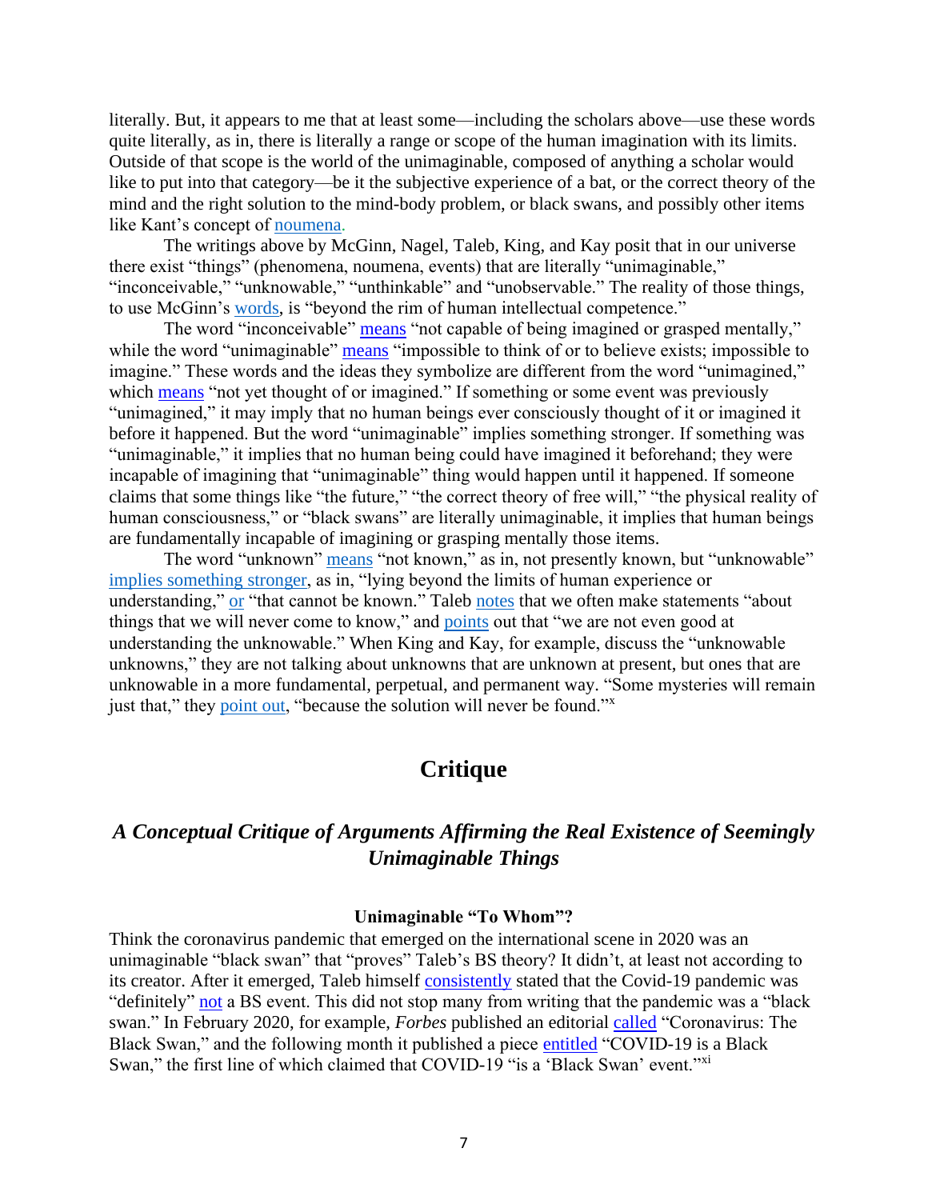literally. But, it appears to me that at least some—including the scholars above—use these words quite literally, as in, there is literally a range or scope of the human imagination with its limits. Outside of that scope is the world of the unimaginable, composed of anything a scholar would like to put into that category—be it the subjective experience of a bat, or the correct theory of the mind and the right solution to the mind-body problem, or black swans, and possibly other items like Kant's concept of noumena.

The writings above by McGinn, Nagel, Taleb, King, and Kay posit that in our universe there exist "things" (phenomena, noumena, events) that are literally "unimaginable," "inconceivable," "unknowable," "unthinkable" and "unobservable." The reality of those things, to use McGinn's words, is "beyond the rim of human intellectual competence."

The word "inconceivable" means "not capable of being imagined or grasped mentally," while the word "unimaginable" means "impossible to think of or to believe exists; impossible to imagine." These words and the ideas they symbolize are different from the word "unimagined," which means "not yet thought of or imagined." If something or some event was previously "unimagined," it may imply that no human beings ever consciously thought of it or imagined it before it happened. But the word "unimaginable" implies something stronger. If something was "unimaginable," it implies that no human being could have imagined it beforehand; they were incapable of imagining that "unimaginable" thing would happen until it happened. If someone claims that some things like "the future," "the correct theory of free will," "the physical reality of human consciousness," or "black swans" are literally unimaginable, it implies that human beings are fundamentally incapable of imagining or grasping mentally those items.

The word "unknown" means "not known," as in, not presently known, but "unknowable" implies something stronger, as in, "lying beyond the limits of human experience or understanding," or "that cannot be known." Taleb notes that we often make statements "about things that we will never come to know," and points out that "we are not even good at understanding the unknowable." When King and Kay, for example, discuss the "unknowable unknowns," they are not talking about unknowns that are unknown at present, but ones that are unknowable in a more fundamental, perpetual, and permanent way. "Some mysteries will remain just that," they point out, "because the solution will never be found."[x]

## Critique

### *A Conceptual Critique of Arguments Affirming the Real Existence of Seemingly Unimaginable Things*

#### Unimaginable "To Whom"?

Think the coronavirus pandemic that emerged on the international scene in 2020 was an unimaginable "black swan" that "proves" Taleb's BS theory? It didn't, at least not according to its creator. After it emerged, Taleb himself consistently stated that the Covid-19 pandemic was "definitely" not a BS event. This did not stop many from writing that the pandemic was a "black swan." In February 2020, for example, *Forbes* published an editorial called "Coronavirus: The Black Swan," and the following month it published a piece entitled "COVID-19 is a Black Swan," the first line of which claimed that COVID-19 "is a 'Black Swan' event."[xi]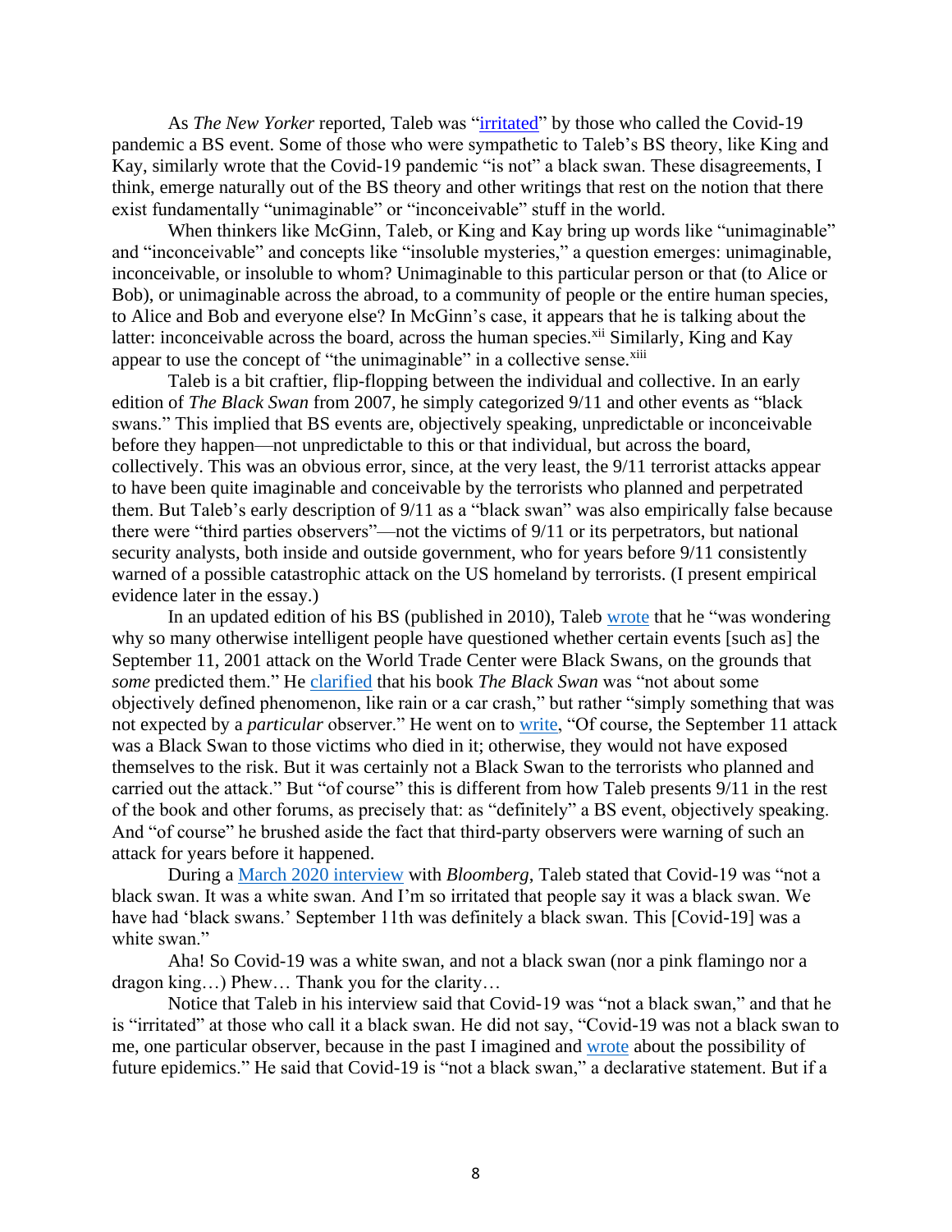As *The New Yorker* reported, Taleb was "irritated" by those who called the Covid-19 pandemic a BS event. Some of those who were sympathetic to Taleb's BS theory, like King and Kay, similarly wrote that the Covid-19 pandemic "is not" a black swan. These disagreements, I think, emerge naturally out of the BS theory and other writings that rest on the notion that there exist fundamentally "unimaginable" or "inconceivable" stuff in the world.

When thinkers like McGinn, Taleb, or King and Kay bring up words like "unimaginable" and "inconceivable" and concepts like "insoluble mysteries," a question emerges: unimaginable, inconceivable, or insoluble to whom? Unimaginable to this particular person or that (to Alice or Bob), or unimaginable across the abroad, to a community of people or the entire human species, to Alice and Bob and everyone else? In McGinn's case, it appears that he is talking about the latter: inconceivable across the board, across the human species.[xii] Similarly, King and Kay appear to use the concept of "the unimaginable" in a collective sense.[xiii]

Taleb is a bit craftier, flip-flopping between the individual and collective. In an early edition of *The Black Swan* from 2007, he simply categorized 9/11 and other events as "black swans." This implied that BS events are, objectively speaking, unpredictable or inconceivable before they happen—not unpredictable to this or that individual, but across the board, collectively. This was an obvious error, since, at the very least, the 9/11 terrorist attacks appear to have been quite imaginable and conceivable by the terrorists who planned and perpetrated them. But Taleb's early description of 9/11 as a "black swan" was also empirically false because there were "third parties observers"—not the victims of 9/11 or its perpetrators, but national security analysts, both inside and outside government, who for years before 9/11 consistently warned of a possible catastrophic attack on the US homeland by terrorists. (I present empirical evidence later in the essay.)

In an updated edition of his BS (published in 2010), Taleb wrote that he "was wondering why so many otherwise intelligent people have questioned whether certain events [such as] the September 11, 2001 attack on the World Trade Center were Black Swans, on the grounds that *some* predicted them." He clarified that his book *The Black Swan* was "not about some objectively defined phenomenon, like rain or a car crash," but rather "simply something that was not expected by a *particular* observer." He went on to write, "Of course, the September 11 attack was a Black Swan to those victims who died in it; otherwise, they would not have exposed themselves to the risk. But it was certainly not a Black Swan to the terrorists who planned and carried out the attack." But "of course" this is different from how Taleb presents 9/11 in the rest of the book and other forums, as precisely that: as "definitely" a BS event, objectively speaking. And "of course" he brushed aside the fact that third-party observers were warning of such an attack for years before it happened.

During a March 2020 interview with *Bloomberg*, Taleb stated that Covid-19 was "not a black swan. It was a white swan. And I'm so irritated that people say it was a black swan. We have had 'black swans.' September 11th was definitely a black swan. This [Covid-19] was a white swan."

Aha! So Covid-19 was a white swan, and not a black swan (nor a pink flamingo nor a dragon king…) Phew… Thank you for the clarity…

Notice that Taleb in his interview said that Covid-19 was "not a black swan," and that he is "irritated" at those who call it a black swan. He did not say, "Covid-19 was not a black swan to me, one particular observer, because in the past I imagined and wrote about the possibility of future epidemics." He said that Covid-19 is "not a black swan," a declarative statement. But if a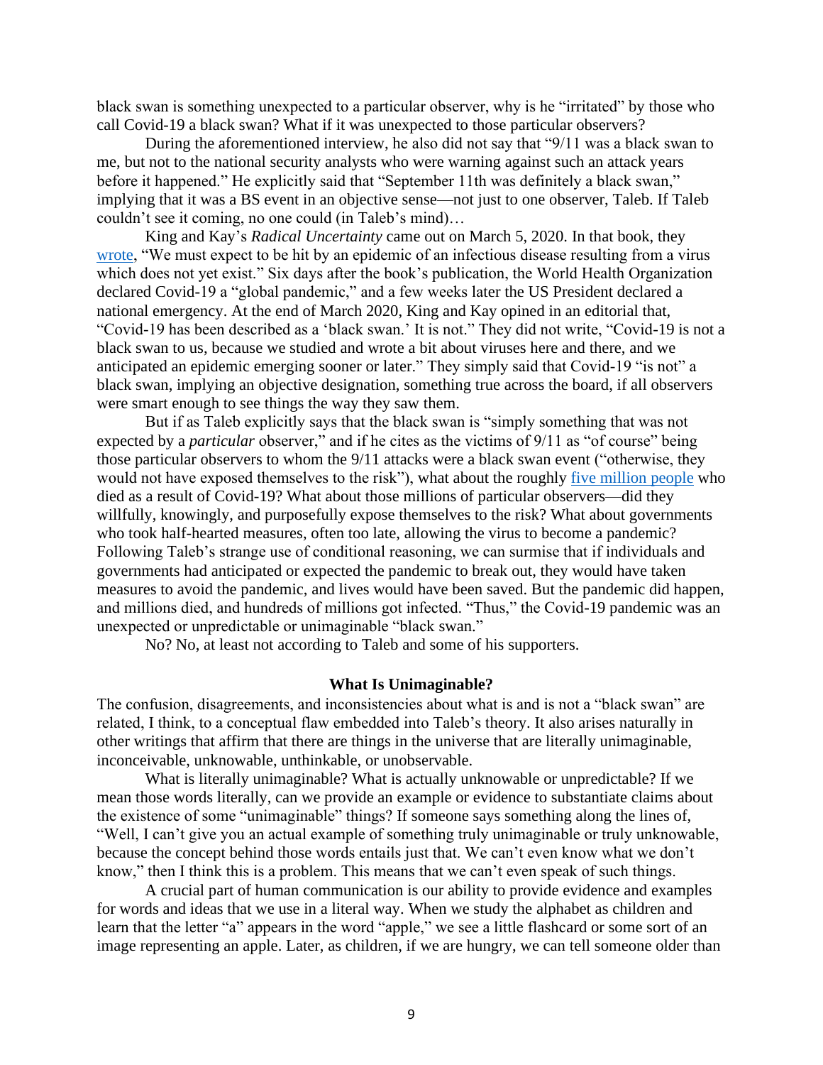black swan is something unexpected to a particular observer, why is he "irritated" by those who call Covid-19 a black swan? What if it was unexpected to those particular observers?

During the aforementioned interview, he also did not say that "9/11 was a black swan to me, but not to the national security analysts who were warning against such an attack years before it happened." He explicitly said that "September 11th was definitely a black swan," implying that it was a BS event in an objective sense—not just to one observer, Taleb. If Taleb couldn't see it coming, no one could (in Taleb's mind)…

King and Kay's *Radical Uncertainty* came out on March 5, 2020. In that book, they wrote, "We must expect to be hit by an epidemic of an infectious disease resulting from a virus which does not yet exist." Six days after the book's publication, the World Health Organization declared Covid-19 a "global pandemic," and a few weeks later the US President declared a national emergency. At the end of March 2020, King and Kay opined in an editorial that, "Covid-19 has been described as a 'black swan.' It is not." They did not write, "Covid-19 is not a black swan to us, because we studied and wrote a bit about viruses here and there, and we anticipated an epidemic emerging sooner or later." They simply said that Covid-19 "is not" a black swan, implying an objective designation, something true across the board, if all observers were smart enough to see things the way they saw them.

But if as Taleb explicitly says that the black swan is "simply something that was not expected by a *particular* observer," and if he cites as the victims of 9/11 as "of course" being those particular observers to whom the 9/11 attacks were a black swan event ("otherwise, they would not have exposed themselves to the risk"), what about the roughly five million people who died as a result of Covid-19? What about those millions of particular observers—did they willfully, knowingly, and purposefully expose themselves to the risk? What about governments who took half-hearted measures, often too late, allowing the virus to become a pandemic? Following Taleb's strange use of conditional reasoning, we can surmise that if individuals and governments had anticipated or expected the pandemic to break out, they would have taken measures to avoid the pandemic, and lives would have been saved. But the pandemic did happen, and millions died, and hundreds of millions got infected. "Thus," the Covid-19 pandemic was an unexpected or unpredictable or unimaginable "black swan."

No? No, at least not according to Taleb and some of his supporters.

## What Is Unimaginable?

The confusion, disagreements, and inconsistencies about what is and is not a "black swan" are related, I think, to a conceptual flaw embedded into Taleb's theory. It also arises naturally in other writings that affirm that there are things in the universe that are literally unimaginable, inconceivable, unknowable, unthinkable, or unobservable.

What is literally unimaginable? What is actually unknowable or unpredictable? If we mean those words literally, can we provide an example or evidence to substantiate claims about the existence of some "unimaginable" things? If someone says something along the lines of, "Well, I can't give you an actual example of something truly unimaginable or truly unknowable, because the concept behind those words entails just that. We can't even know what we don't know," then I think this is a problem. This means that we can't even speak of such things.

A crucial part of human communication is our ability to provide evidence and examples for words and ideas that we use in a literal way. When we study the alphabet as children and learn that the letter "a" appears in the word "apple," we see a little flashcard or some sort of an image representing an apple. Later, as children, if we are hungry, we can tell someone older than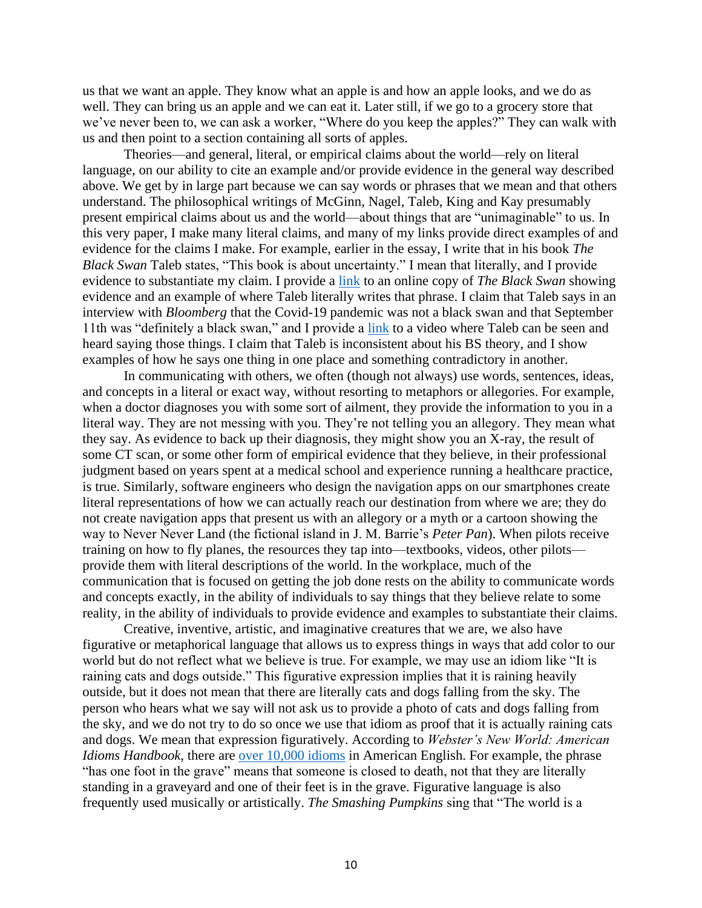us that we want an apple. They know what an apple is and how an apple looks, and we do as well. They can bring us an apple and we can eat it. Later still, if we go to a grocery store that we've never been to, we can ask a worker, "Where do you keep the apples?" They can walk with us and then point to a section containing all sorts of apples.

Theories—and general, literal, or empirical claims about the world—rely on literal language, on our ability to cite an example and/or provide evidence in the general way described above. We get by in large part because we can say words or phrases that we mean and that others understand. The philosophical writings of McGinn, Nagel, Taleb, King and Kay presumably present empirical claims about us and the world—about things that are "unimaginable" to us. In this very paper, I make many literal claims, and many of my links provide direct examples of and evidence for the claims I make. For example, earlier in the essay, I write that in his book *The Black Swan* Taleb states, "This book is about uncertainty." I mean that literally, and I provide evidence to substantiate my claim. I provide a link to an online copy of *The Black Swan* showing evidence and an example of where Taleb literally writes that phrase. I claim that Taleb says in an interview with *Bloomberg* that the Covid-19 pandemic was not a black swan and that September 11th was "definitely a black swan," and I provide a link to a video where Taleb can be seen and heard saying those things. I claim that Taleb is inconsistent about his BS theory, and I show examples of how he says one thing in one place and something contradictory in another.

In communicating with others, we often (though not always) use words, sentences, ideas, and concepts in a literal or exact way, without resorting to metaphors or allegories. For example, when a doctor diagnoses you with some sort of ailment, they provide the information to you in a literal way. They are not messing with you. They're not telling you an allegory. They mean what they say. As evidence to back up their diagnosis, they might show you an X-ray, the result of some CT scan, or some other form of empirical evidence that they believe, in their professional judgment based on years spent at a medical school and experience running a healthcare practice, is true. Similarly, software engineers who design the navigation apps on our smartphones create literal representations of how we can actually reach our destination from where we are; they do not create navigation apps that present us with an allegory or a myth or a cartoon showing the way to Never Never Land (the fictional island in J. M. Barrie's *Peter Pan*). When pilots receive training on how to fly planes, the resources they tap into—textbooks, videos, other pilots—provide them with literal descriptions of the world. In the workplace, much of the communication that is focused on getting the job done rests on the ability to communicate words and concepts exactly, in the ability of individuals to say things that they believe relate to some reality, in the ability of individuals to provide evidence and examples to substantiate their claims.

Creative, inventive, artistic, and imaginative creatures that we are, we also have figurative or metaphorical language that allows us to express things in ways that add color to our world but do not reflect what we believe is true. For example, we may use an idiom like "It is raining cats and dogs outside." This figurative expression implies that it is raining heavily outside, but it does not mean that there are literally cats and dogs falling from the sky. The person who hears what we say will not ask us to provide a photo of cats and dogs falling from the sky, and we do not try to do so once we use that idiom as proof that it is actually raining cats and dogs. We mean that expression figuratively. According to *Webster's New World: American Idioms Handbook*, there are over 10,000 idioms in American English. For example, the phrase "has one foot in the grave" means that someone is closed to death, not that they are literally standing in a graveyard and one of their feet is in the grave. Figurative language is also frequently used musically or artistically. *The Smashing Pumpkins* sing that "The world is a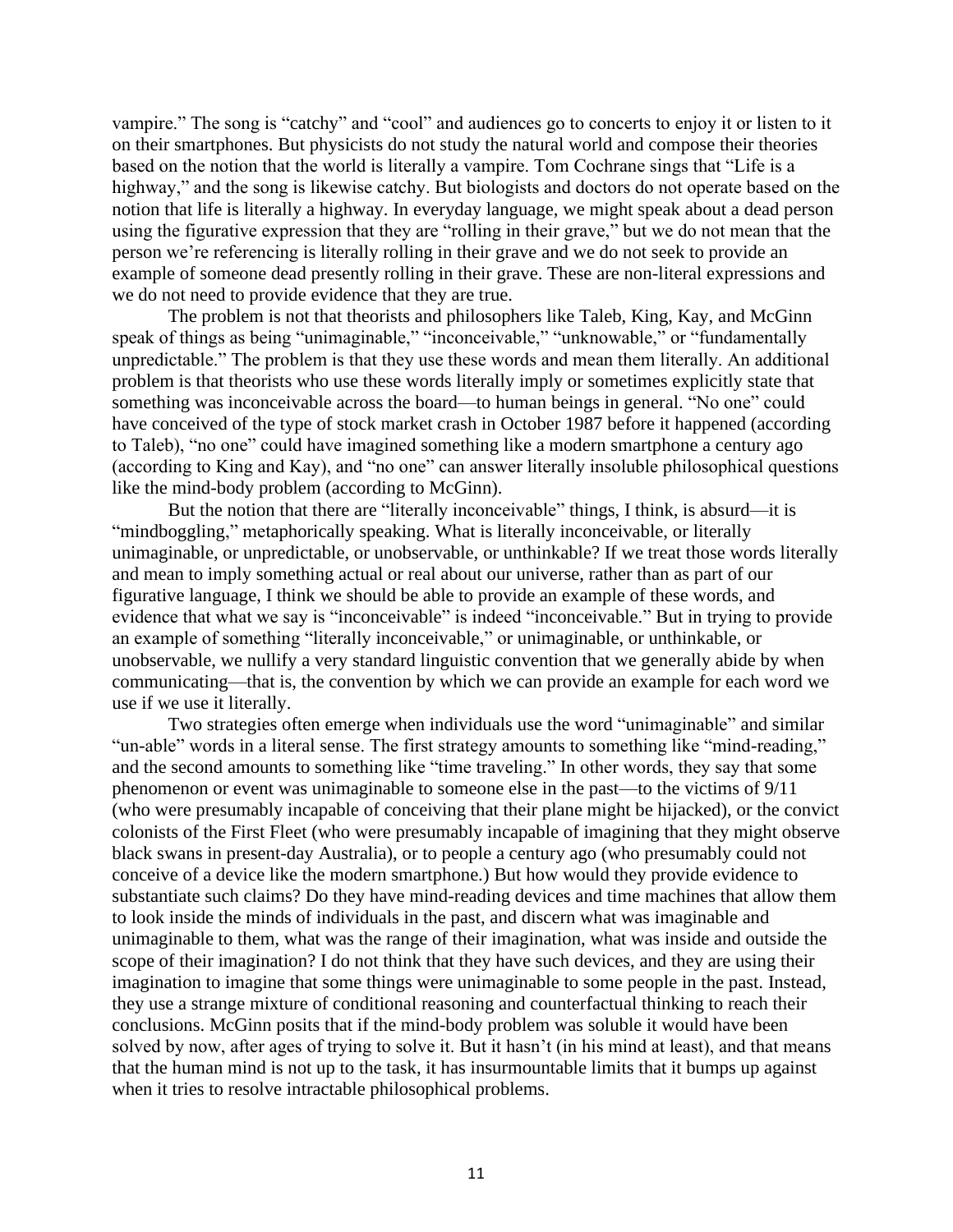vampire." The song is "catchy" and "cool" and audiences go to concerts to enjoy it or listen to it on their smartphones. But physicists do not study the natural world and compose their theories based on the notion that the world is literally a vampire. Tom Cochrane sings that "Life is a highway," and the song is likewise catchy. But biologists and doctors do not operate based on the notion that life is literally a highway. In everyday language, we might speak about a dead person using the figurative expression that they are "rolling in their grave," but we do not mean that the person we're referencing is literally rolling in their grave and we do not seek to provide an example of someone dead presently rolling in their grave. These are non-literal expressions and we do not need to provide evidence that they are true.

The problem is not that theorists and philosophers like Taleb, King, Kay, and McGinn speak of things as being "unimaginable," "inconceivable," "unknowable," or "fundamentally unpredictable." The problem is that they use these words and mean them literally. An additional problem is that theorists who use these words literally imply or sometimes explicitly state that something was inconceivable across the board—to human beings in general. "No one" could have conceived of the type of stock market crash in October 1987 before it happened (according to Taleb), "no one" could have imagined something like a modern smartphone a century ago (according to King and Kay), and "no one" can answer literally insoluble philosophical questions like the mind-body problem (according to McGinn).

But the notion that there are "literally inconceivable" things, I think, is absurd—it is "mindboggling," metaphorically speaking. What is literally inconceivable, or literally unimaginable, or unpredictable, or unobservable, or unthinkable? If we treat those words literally and mean to imply something actual or real about our universe, rather than as part of our figurative language, I think we should be able to provide an example of these words, and evidence that what we say is "inconceivable" is indeed "inconceivable." But in trying to provide an example of something "literally inconceivable," or unimaginable, or unthinkable, or unobservable, we nullify a very standard linguistic convention that we generally abide by when communicating—that is, the convention by which we can provide an example for each word we use if we use it literally.

Two strategies often emerge when individuals use the word "unimaginable" and similar "un-able" words in a literal sense. The first strategy amounts to something like "mind-reading," and the second amounts to something like "time traveling." In other words, they say that some phenomenon or event was unimaginable to someone else in the past—to the victims of 9/11 (who were presumably incapable of conceiving that their plane might be hijacked), or the convict colonists of the First Fleet (who were presumably incapable of imagining that they might observe black swans in present-day Australia), or to people a century ago (who presumably could not conceive of a device like the modern smartphone.) But how would they provide evidence to substantiate such claims? Do they have mind-reading devices and time machines that allow them to look inside the minds of individuals in the past, and discern what was imaginable and unimaginable to them, what was the range of their imagination, what was inside and outside the scope of their imagination? I do not think that they have such devices, and they are using their imagination to imagine that some things were unimaginable to some people in the past. Instead, they use a strange mixture of conditional reasoning and counterfactual thinking to reach their conclusions. McGinn posits that if the mind-body problem was soluble it would have been solved by now, after ages of trying to solve it. But it hasn't (in his mind at least), and that means that the human mind is not up to the task, it has insurmountable limits that it bumps up against when it tries to resolve intractable philosophical problems.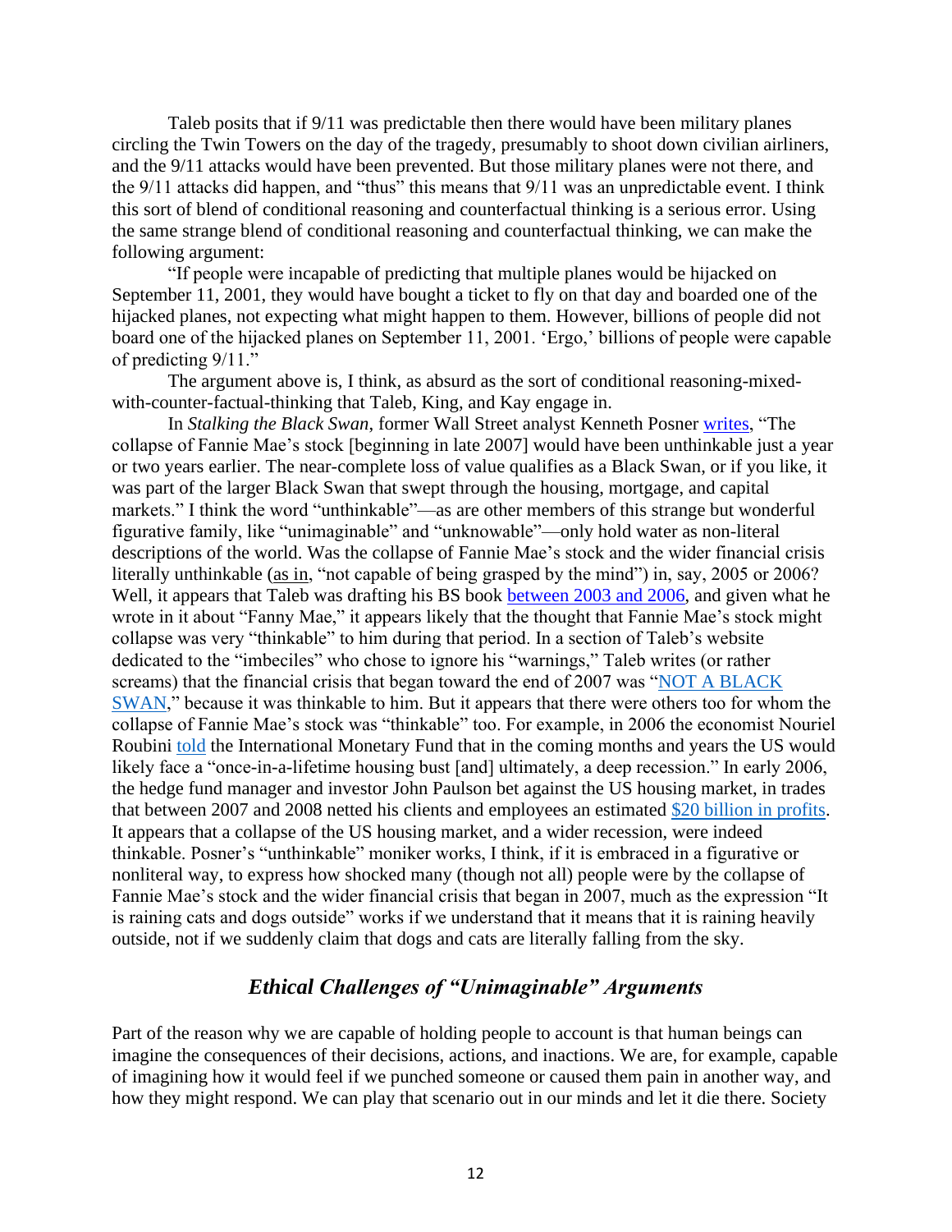Taleb posits that if 9/11 was predictable then there would have been military planes circling the Twin Towers on the day of the tragedy, presumably to shoot down civilian airliners, and the 9/11 attacks would have been prevented. But those military planes were not there, and the 9/11 attacks did happen, and "thus" this means that 9/11 was an unpredictable event. I think this sort of blend of conditional reasoning and counterfactual thinking is a serious error. Using the same strange blend of conditional reasoning and counterfactual thinking, we can make the following argument:

"If people were incapable of predicting that multiple planes would be hijacked on September 11, 2001, they would have bought a ticket to fly on that day and boarded one of the hijacked planes, not expecting what might happen to them. However, billions of people did not board one of the hijacked planes on September 11, 2001. 'Ergo,' billions of people were capable of predicting 9/11."

The argument above is, I think, as absurd as the sort of conditional reasoning-mixed-with-counter-factual-thinking that Taleb, King, and Kay engage in.

In *Stalking the Black Swan*, former Wall Street analyst Kenneth Posner writes, "The collapse of Fannie Mae's stock [beginning in late 2007] would have been unthinkable just a year or two years earlier. The near-complete loss of value qualifies as a Black Swan, or if you like, it was part of the larger Black Swan that swept through the housing, mortgage, and capital markets." I think the word "unthinkable"—as are other members of this strange but wonderful figurative family, like "unimaginable" and "unknowable"—only hold water as non-literal descriptions of the world. Was the collapse of Fannie Mae's stock and the wider financial crisis literally unthinkable (as in, "not capable of being grasped by the mind") in, say, 2005 or 2006? Well, it appears that Taleb was drafting his BS book between 2003 and 2006, and given what he wrote in it about "Fanny Mae," it appears likely that the thought that Fannie Mae's stock might collapse was very "thinkable" to him during that period. In a section of Taleb's website dedicated to the "imbeciles" who chose to ignore his "warnings," Taleb writes (or rather screams) that the financial crisis that began toward the end of 2007 was "NOT A BLACK SWAN," because it was thinkable to him. But it appears that there were others too for whom the collapse of Fannie Mae's stock was "thinkable" too. For example, in 2006 the economist Nouriel Roubini told the International Monetary Fund that in the coming months and years the US would likely face a "once-in-a-lifetime housing bust [and] ultimately, a deep recession." In early 2006, the hedge fund manager and investor John Paulson bet against the US housing market, in trades that between 2007 and 2008 netted his clients and employees an estimated $20 billion in profits. It appears that a collapse of the US housing market, and a wider recession, were indeed thinkable. Posner's "unthinkable" moniker works, I think, if it is embraced in a figurative or nonliteral way, to express how shocked many (though not all) people were by the collapse of Fannie Mae's stock and the wider financial crisis that began in 2007, much as the expression "It is raining cats and dogs outside" works if we understand that it means that it is raining heavily outside, not if we suddenly claim that dogs and cats are literally falling from the sky.

## *Ethical Challenges of "Unimaginable" Arguments*

Part of the reason why we are capable of holding people to account is that human beings can imagine the consequences of their decisions, actions, and inactions. We are, for example, capable of imagining how it would feel if we punched someone or caused them pain in another way, and how they might respond. We can play that scenario out in our minds and let it die there. Society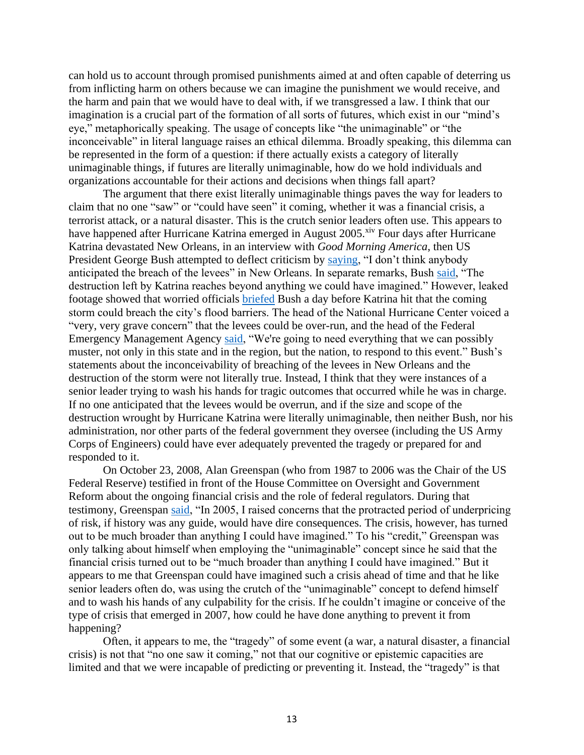can hold us to account through promised punishments aimed at and often capable of deterring us from inflicting harm on others because we can imagine the punishment we would receive, and the harm and pain that we would have to deal with, if we transgressed a law. I think that our imagination is a crucial part of the formation of all sorts of futures, which exist in our "mind's eye," metaphorically speaking. The usage of concepts like "the unimaginable" or "the inconceivable" in literal language raises an ethical dilemma. Broadly speaking, this dilemma can be represented in the form of a question: if there actually exists a category of literally unimaginable things, if futures are literally unimaginable, how do we hold individuals and organizations accountable for their actions and decisions when things fall apart?

The argument that there exist literally unimaginable things paves the way for leaders to claim that no one "saw" or "could have seen" it coming, whether it was a financial crisis, a terrorist attack, or a natural disaster. This is the crutch senior leaders often use. This appears to have happened after Hurricane Katrina emerged in August 2005.[xiv] Four days after Hurricane Katrina devastated New Orleans, in an interview with *Good Morning America*, then US President George Bush attempted to deflect criticism by saying, "I don't think anybody anticipated the breach of the levees" in New Orleans. In separate remarks, Bush said, "The destruction left by Katrina reaches beyond anything we could have imagined." However, leaked footage showed that worried officials briefed Bush a day before Katrina hit that the coming storm could breach the city's flood barriers. The head of the National Hurricane Center voiced a "very, very grave concern" that the levees could be over-run, and the head of the Federal Emergency Management Agency said, "We're going to need everything that we can possibly muster, not only in this state and in the region, but the nation, to respond to this event." Bush's statements about the inconceivability of breaching of the levees in New Orleans and the destruction of the storm were not literally true. Instead, I think that they were instances of a senior leader trying to wash his hands for tragic outcomes that occurred while he was in charge. If no one anticipated that the levees would be overrun, and if the size and scope of the destruction wrought by Hurricane Katrina were literally unimaginable, then neither Bush, nor his administration, nor other parts of the federal government they oversee (including the US Army Corps of Engineers) could have ever adequately prevented the tragedy or prepared for and responded to it.

On October 23, 2008, Alan Greenspan (who from 1987 to 2006 was the Chair of the US Federal Reserve) testified in front of the House Committee on Oversight and Government Reform about the ongoing financial crisis and the role of federal regulators. During that testimony, Greenspan said, "In 2005, I raised concerns that the protracted period of underpricing of risk, if history was any guide, would have dire consequences. The crisis, however, has turned out to be much broader than anything I could have imagined." To his "credit," Greenspan was only talking about himself when employing the "unimaginable" concept since he said that the financial crisis turned out to be "much broader than anything I could have imagined." But it appears to me that Greenspan could have imagined such a crisis ahead of time and that he like senior leaders often do, was using the crutch of the "unimaginable" concept to defend himself and to wash his hands of any culpability for the crisis. If he couldn't imagine or conceive of the type of crisis that emerged in 2007, how could he have done anything to prevent it from happening?

Often, it appears to me, the "tragedy" of some event (a war, a natural disaster, a financial crisis) is not that "no one saw it coming," not that our cognitive or epistemic capacities are limited and that we were incapable of predicting or preventing it. Instead, the "tragedy" is that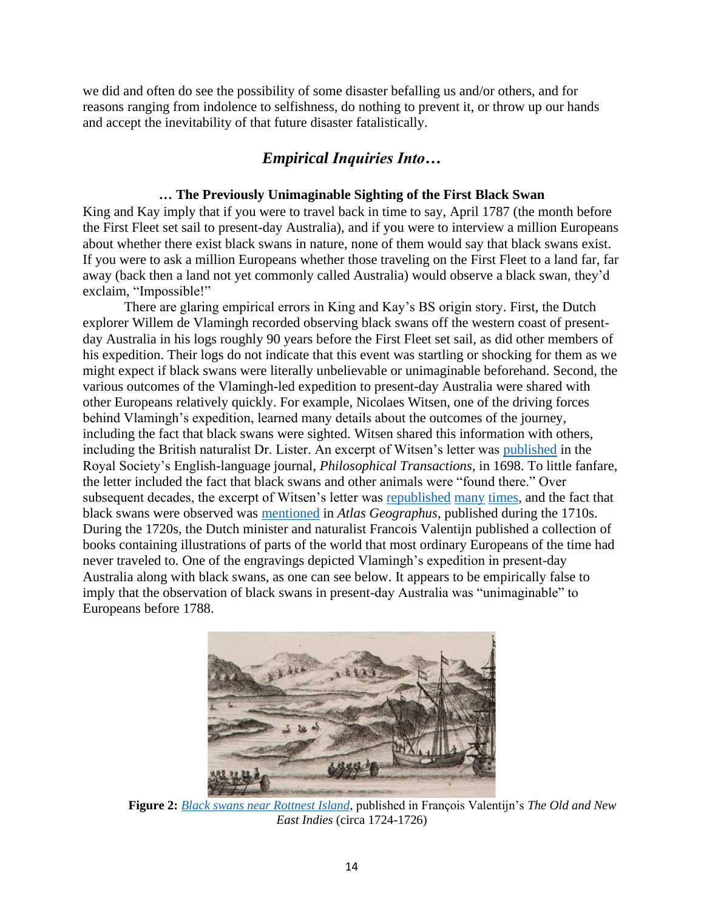we did and often do see the possibility of some disaster befalling us and/or others, and for reasons ranging from indolence to selfishness, do nothing to prevent it, or throw up our hands and accept the inevitability of that future disaster fatalistically.

## *Empirical Inquiries Into…*

### … The Previously Unimaginable Sighting of the First Black Swan

King and Kay imply that if you were to travel back in time to say, April 1787 (the month before the First Fleet set sail to present-day Australia), and if you were to interview a million Europeans about whether there exist black swans in nature, none of them would say that black swans exist. If you were to ask a million Europeans whether those traveling on the First Fleet to a land far, far away (back then a land not yet commonly called Australia) would observe a black swan, they'd exclaim, "Impossible!"

There are glaring empirical errors in King and Kay's BS origin story. First, the Dutch explorer Willem de Vlamingh recorded observing black swans off the western coast of present-day Australia in his logs roughly 90 years before the First Fleet set sail, as did other members of his expedition. Their logs do not indicate that this event was startling or shocking for them as we might expect if black swans were literally unbelievable or unimaginable beforehand. Second, the various outcomes of the Vlamingh-led expedition to present-day Australia were shared with other Europeans relatively quickly. For example, Nicolaes Witsen, one of the driving forces behind Vlamingh's expedition, learned many details about the outcomes of the journey, including the fact that black swans were sighted. Witsen shared this information with others, including the British naturalist Dr. Lister. An excerpt of Witsen's letter was published in the Royal Society's English-language journal, *Philosophical Transactions*, in 1698. To little fanfare, the letter included the fact that black swans and other animals were "found there." Over subsequent decades, the excerpt of Witsen's letter was republished many times, and the fact that black swans were observed was mentioned in *Atlas Geographus*, published during the 1710s. During the 1720s, the Dutch minister and naturalist Francois Valentijn published a collection of books containing illustrations of parts of the world that most ordinary Europeans of the time had never traveled to. One of the engravings depicted Vlamingh's expedition in present-day Australia along with black swans, as one can see below. It appears to be empirically false to imply that the observation of black swans in present-day Australia was "unimaginable" to Europeans before 1788.

**Figure 2:** *Black swans near Rottnest Island*, published in François Valentijn's *The Old and New East Indies* (circa 1724-1726)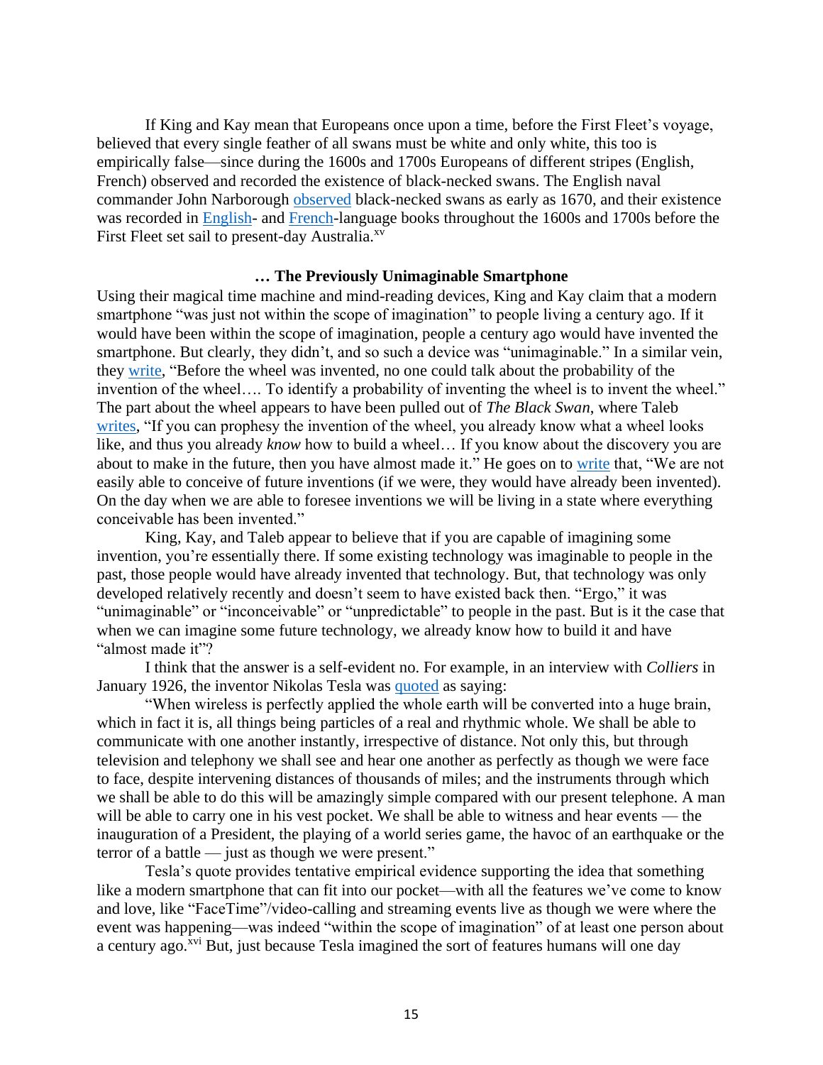If King and Kay mean that Europeans once upon a time, before the First Fleet's voyage, believed that every single feather of all swans must be white and only white, this too is empirically false—since during the 1600s and 1700s Europeans of different stripes (English, French) observed and recorded the existence of black-necked swans. The English naval commander John Narborough observed black-necked swans as early as 1670, and their existence was recorded in English- and French-language books throughout the 1600s and 1700s before the First Fleet set sail to present-day Australia.[xv]

### … The Previously Unimaginable Smartphone

Using their magical time machine and mind-reading devices, King and Kay claim that a modern smartphone "was just not within the scope of imagination" to people living a century ago. If it would have been within the scope of imagination, people a century ago would have invented the smartphone. But clearly, they didn't, and so such a device was "unimaginable." In a similar vein, they write, "Before the wheel was invented, no one could talk about the probability of the invention of the wheel…. To identify a probability of inventing the wheel is to invent the wheel." The part about the wheel appears to have been pulled out of *The Black Swan*, where Taleb writes, "If you can prophesy the invention of the wheel, you already know what a wheel looks like, and thus you already *know* how to build a wheel… If you know about the discovery you are about to make in the future, then you have almost made it." He goes on to write that, "We are not easily able to conceive of future inventions (if we were, they would have already been invented). On the day when we are able to foresee inventions we will be living in a state where everything conceivable has been invented."

King, Kay, and Taleb appear to believe that if you are capable of imagining some invention, you're essentially there. If some existing technology was imaginable to people in the past, those people would have already invented that technology. But, that technology was only developed relatively recently and doesn't seem to have existed back then. "Ergo," it was "unimaginable" or "inconceivable" or "unpredictable" to people in the past. But is it the case that when we can imagine some future technology, we already know how to build it and have "almost made it"?

I think that the answer is a self-evident no. For example, in an interview with *Colliers* in January 1926, the inventor Nikolas Tesla was quoted as saying:

"When wireless is perfectly applied the whole earth will be converted into a huge brain, which in fact it is, all things being particles of a real and rhythmic whole. We shall be able to communicate with one another instantly, irrespective of distance. Not only this, but through television and telephony we shall see and hear one another as perfectly as though we were face to face, despite intervening distances of thousands of miles; and the instruments through which we shall be able to do this will be amazingly simple compared with our present telephone. A man will be able to carry one in his vest pocket. We shall be able to witness and hear events — the inauguration of a President, the playing of a world series game, the havoc of an earthquake or the terror of a battle — just as though we were present."

Tesla's quote provides tentative empirical evidence supporting the idea that something like a modern smartphone that can fit into our pocket—with all the features we've come to know and love, like "FaceTime"/video-calling and streaming events live as though we were where the event was happening—was indeed "within the scope of imagination" of at least one person about a century ago.[xvi] But, just because Tesla imagined the sort of features humans will one day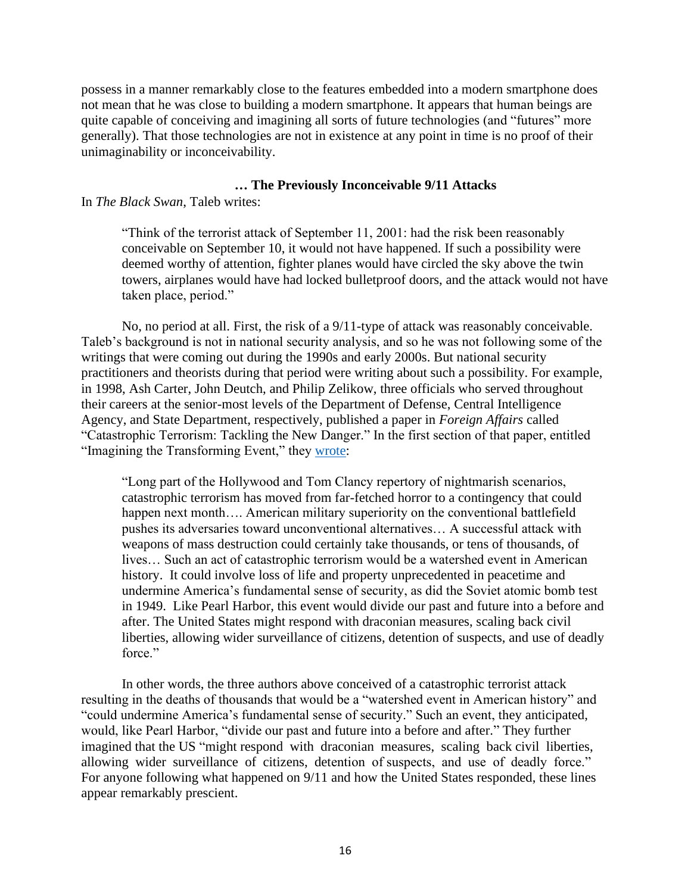possess in a manner remarkably close to the features embedded into a modern smartphone does not mean that he was close to building a modern smartphone. It appears that human beings are quite capable of conceiving and imagining all sorts of future technologies (and "futures" more generally). That those technologies are not in existence at any point in time is no proof of their unimaginability or inconceivability.

### … The Previously Inconceivable 9/11 Attacks

In *The Black Swan*, Taleb writes:

> "Think of the terrorist attack of September 11, 2001: had the risk been reasonably conceivable on September 10, it would not have happened. If such a possibility were deemed worthy of attention, fighter planes would have circled the sky above the twin towers, airplanes would have had locked bulletproof doors, and the attack would not have taken place, period."

No, no period at all. First, the risk of a 9/11-type of attack was reasonably conceivable. Taleb's background is not in national security analysis, and so he was not following some of the writings that were coming out during the 1990s and early 2000s. But national security practitioners and theorists during that period were writing about such a possibility. For example, in 1998, Ash Carter, John Deutch, and Philip Zelikow, three officials who served throughout their careers at the senior-most levels of the Department of Defense, Central Intelligence Agency, and State Department, respectively, published a paper in *Foreign Affairs* called "Catastrophic Terrorism: Tackling the New Danger." In the first section of that paper, entitled "Imagining the Transforming Event," they wrote:

> "Long part of the Hollywood and Tom Clancy repertory of nightmarish scenarios, catastrophic terrorism has moved from far-fetched horror to a contingency that could happen next month…. American military superiority on the conventional battlefield pushes its adversaries toward unconventional alternatives… A successful attack with weapons of mass destruction could certainly take thousands, or tens of thousands, of lives… Such an act of catastrophic terrorism would be a watershed event in American history. It could involve loss of life and property unprecedented in peacetime and undermine America's fundamental sense of security, as did the Soviet atomic bomb test in 1949. Like Pearl Harbor, this event would divide our past and future into a before and after. The United States might respond with draconian measures, scaling back civil liberties, allowing wider surveillance of citizens, detention of suspects, and use of deadly force."

In other words, the three authors above conceived of a catastrophic terrorist attack resulting in the deaths of thousands that would be a "watershed event in American history" and "could undermine America's fundamental sense of security." Such an event, they anticipated, would, like Pearl Harbor, "divide our past and future into a before and after." They further imagined that the US "might respond with draconian measures, scaling back civil liberties, allowing wider surveillance of citizens, detention of suspects, and use of deadly force." For anyone following what happened on 9/11 and how the United States responded, these lines appear remarkably prescient.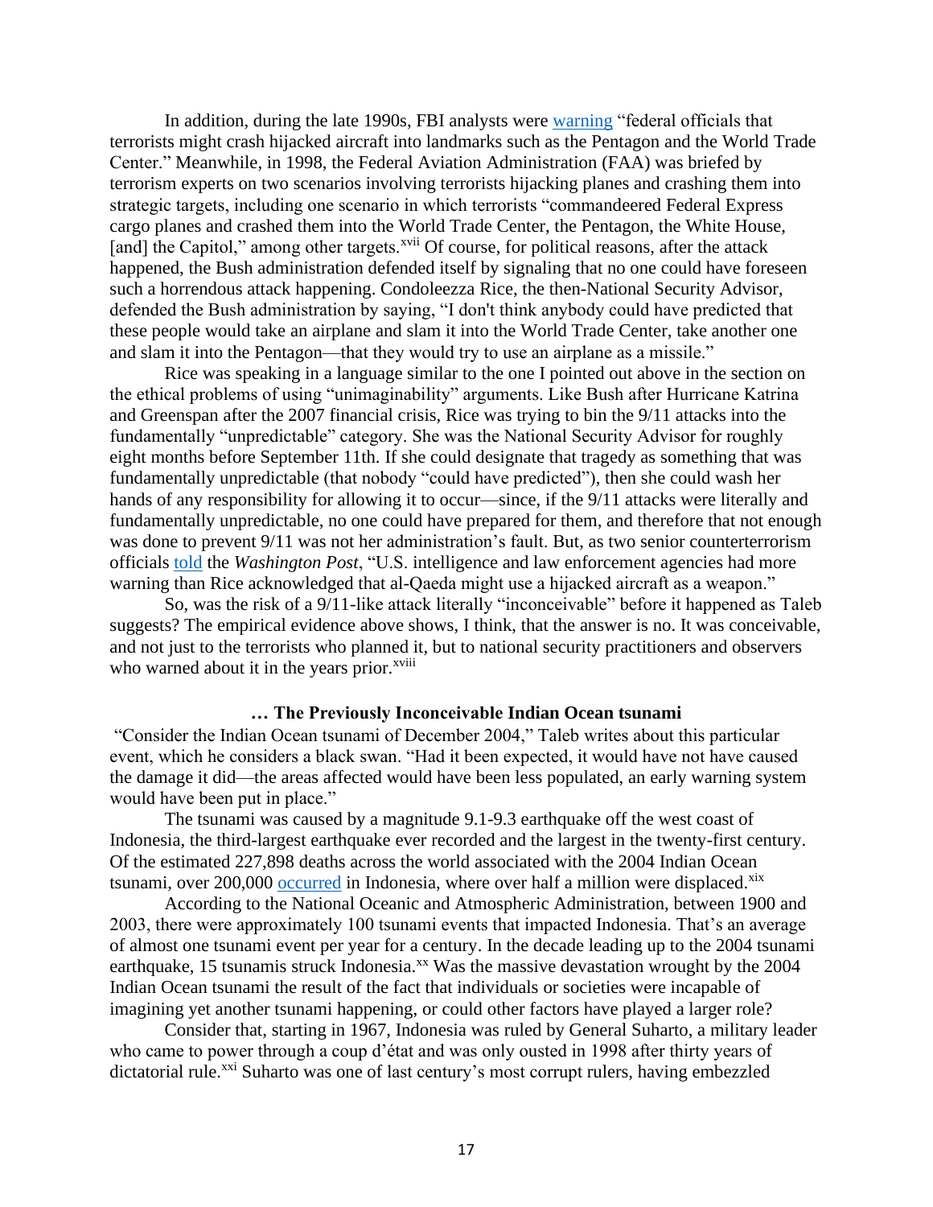In addition, during the late 1990s, FBI analysts were warning "federal officials that terrorists might crash hijacked aircraft into landmarks such as the Pentagon and the World Trade Center." Meanwhile, in 1998, the Federal Aviation Administration (FAA) was briefed by terrorism experts on two scenarios involving terrorists hijacking planes and crashing them into strategic targets, including one scenario in which terrorists "commandeered Federal Express cargo planes and crashed them into the World Trade Center, the Pentagon, the White House, [and] the Capitol," among other targets.[xvii] Of course, for political reasons, after the attack happened, the Bush administration defended itself by signaling that no one could have foreseen such a horrendous attack happening. Condoleezza Rice, the then-National Security Advisor, defended the Bush administration by saying, "I don't think anybody could have predicted that these people would take an airplane and slam it into the World Trade Center, take another one and slam it into the Pentagon—that they would try to use an airplane as a missile."

Rice was speaking in a language similar to the one I pointed out above in the section on the ethical problems of using "unimaginability" arguments. Like Bush after Hurricane Katrina and Greenspan after the 2007 financial crisis, Rice was trying to bin the 9/11 attacks into the fundamentally "unpredictable" category. She was the National Security Advisor for roughly eight months before September 11th. If she could designate that tragedy as something that was fundamentally unpredictable (that nobody "could have predicted"), then she could wash her hands of any responsibility for allowing it to occur—since, if the 9/11 attacks were literally and fundamentally unpredictable, no one could have prepared for them, and therefore that not enough was done to prevent 9/11 was not her administration's fault. But, as two senior counterterrorism officials told the *Washington Post*, "U.S. intelligence and law enforcement agencies had more warning than Rice acknowledged that al-Qaeda might use a hijacked aircraft as a weapon."

So, was the risk of a 9/11-like attack literally "inconceivable" before it happened as Taleb suggests? The empirical evidence above shows, I think, that the answer is no. It was conceivable, and not just to the terrorists who planned it, but to national security practitioners and observers who warned about it in the years prior.[xviii]

### … The Previously Inconceivable Indian Ocean tsunami

"Consider the Indian Ocean tsunami of December 2004," Taleb writes about this particular event, which he considers a black swan. "Had it been expected, it would have not have caused the damage it did—the areas affected would have been less populated, an early warning system would have been put in place."

The tsunami was caused by a magnitude 9.1-9.3 earthquake off the west coast of Indonesia, the third-largest earthquake ever recorded and the largest in the twenty-first century. Of the estimated 227,898 deaths across the world associated with the 2004 Indian Ocean tsunami, over 200,000 occurred in Indonesia, where over half a million were displaced.[xix]

According to the National Oceanic and Atmospheric Administration, between 1900 and 2003, there were approximately 100 tsunami events that impacted Indonesia. That's an average of almost one tsunami event per year for a century. In the decade leading up to the 2004 tsunami earthquake, 15 tsunamis struck Indonesia.[xx] Was the massive devastation wrought by the 2004 Indian Ocean tsunami the result of the fact that individuals or societies were incapable of imagining yet another tsunami happening, or could other factors have played a larger role?

Consider that, starting in 1967, Indonesia was ruled by General Suharto, a military leader who came to power through a coup d'état and was only ousted in 1998 after thirty years of dictatorial rule.[xxi] Suharto was one of last century's most corrupt rulers, having embezzled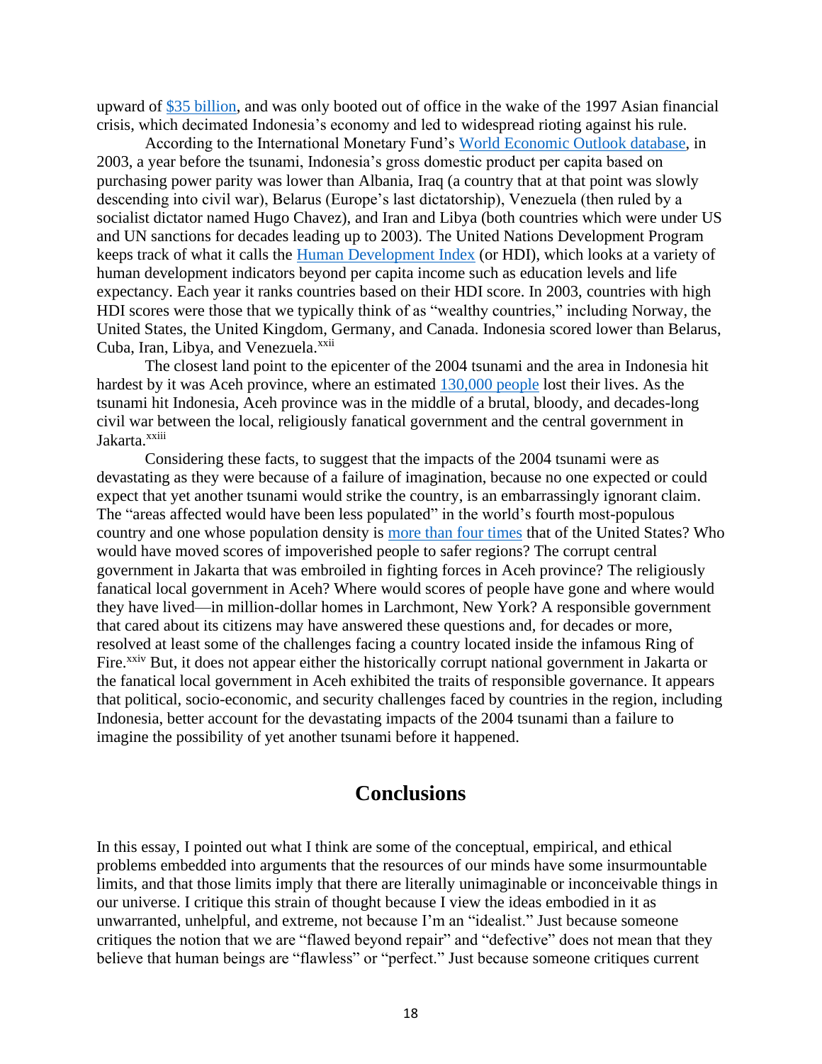upward of [$35 billion](), and was only booted out of office in the wake of the 1997 Asian financial crisis, which decimated Indonesia's economy and led to widespread rioting against his rule.

According to the International Monetary Fund's [World Economic Outlook database](), in 2003, a year before the tsunami, Indonesia's gross domestic product per capita based on purchasing power parity was lower than Albania, Iraq (a country that at that point was slowly descending into civil war), Belarus (Europe's last dictatorship), Venezuela (then ruled by a socialist dictator named Hugo Chavez), and Iran and Libya (both countries which were under US and UN sanctions for decades leading up to 2003). The United Nations Development Program keeps track of what it calls the [Human Development Index]() (or HDI), which looks at a variety of human development indicators beyond per capita income such as education levels and life expectancy. Each year it ranks countries based on their HDI score. In 2003, countries with high HDI scores were those that we typically think of as "wealthy countries," including Norway, the United States, the United Kingdom, Germany, and Canada. Indonesia scored lower than Belarus, Cuba, Iran, Libya, and Venezuela.[xxii]

The closest land point to the epicenter of the 2004 tsunami and the area in Indonesia hit hardest by it was Aceh province, where an estimated [130,000 people]() lost their lives. As the tsunami hit Indonesia, Aceh province was in the middle of a brutal, bloody, and decades-long civil war between the local, religiously fanatical government and the central government in Jakarta.[xxiii]

Considering these facts, to suggest that the impacts of the 2004 tsunami were as devastating as they were because of a failure of imagination, because no one expected or could expect that yet another tsunami would strike the country, is an embarrassingly ignorant claim. The "areas affected would have been less populated" in the world's fourth most-populous country and one whose population density is [more than four times]() that of the United States? Who would have moved scores of impoverished people to safer regions? The corrupt central government in Jakarta that was embroiled in fighting forces in Aceh province? The religiously fanatical local government in Aceh? Where would scores of people have gone and where would they have lived—in million-dollar homes in Larchmont, New York? A responsible government that cared about its citizens may have answered these questions and, for decades or more, resolved at least some of the challenges facing a country located inside the infamous Ring of Fire.[xxiv] But, it does not appear either the historically corrupt national government in Jakarta or the fanatical local government in Aceh exhibited the traits of responsible governance. It appears that political, socio-economic, and security challenges faced by countries in the region, including Indonesia, better account for the devastating impacts of the 2004 tsunami than a failure to imagine the possibility of yet another tsunami before it happened.

## Conclusions

In this essay, I pointed out what I think are some of the conceptual, empirical, and ethical problems embedded into arguments that the resources of our minds have some insurmountable limits, and that those limits imply that there are literally unimaginable or inconceivable things in our universe. I critique this strain of thought because I view the ideas embodied in it as unwarranted, unhelpful, and extreme, not because I'm an "idealist." Just because someone critiques the notion that we are "flawed beyond repair" and "defective" does not mean that they believe that human beings are "flawless" or "perfect." Just because someone critiques current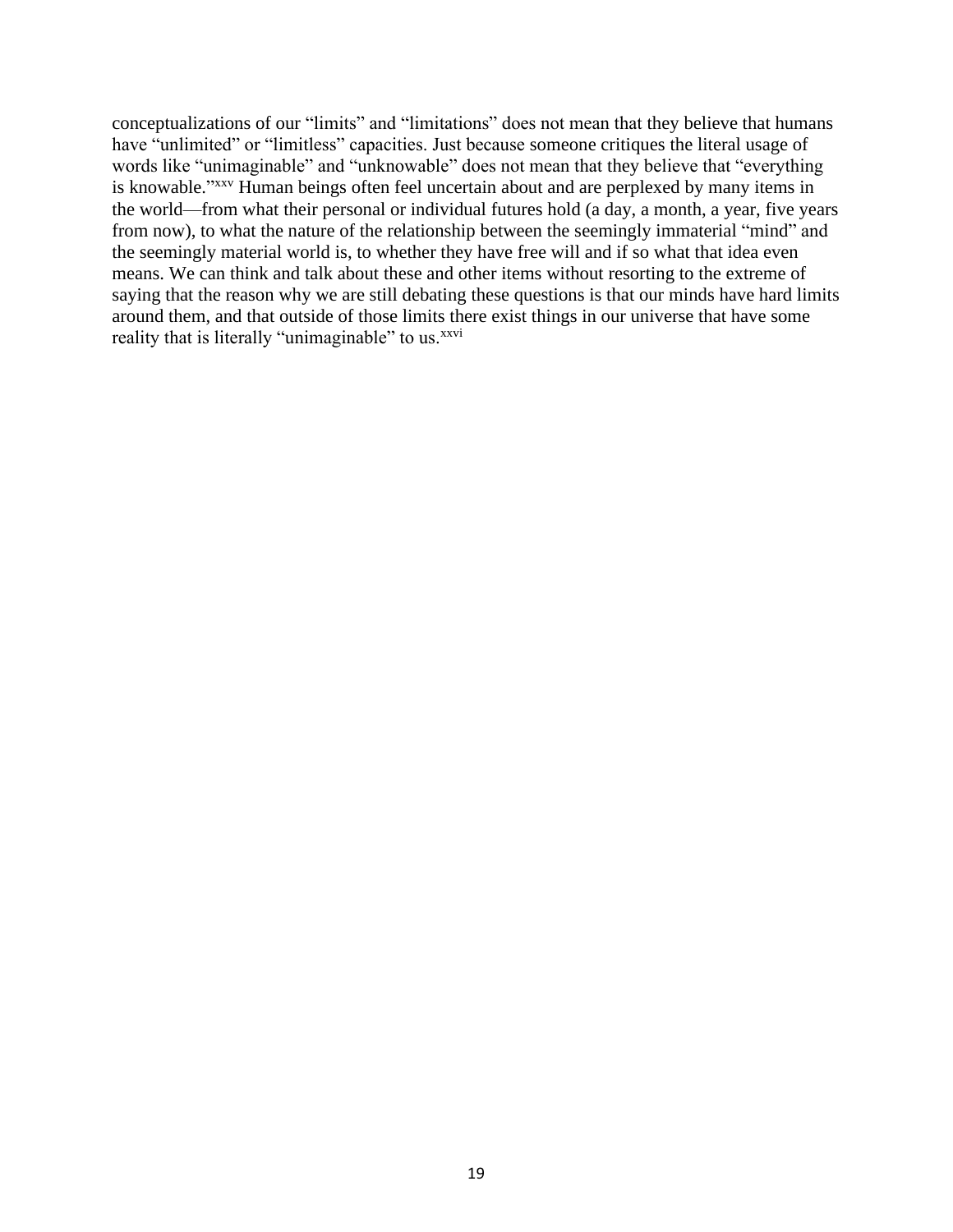conceptualizations of our "limits" and "limitations" does not mean that they believe that humans have "unlimited" or "limitless" capacities. Just because someone critiques the literal usage of words like "unimaginable" and "unknowable" does not mean that they believe that "everything is knowable."[xxv] Human beings often feel uncertain about and are perplexed by many items in the world—from what their personal or individual futures hold (a day, a month, a year, five years from now), to what the nature of the relationship between the seemingly immaterial "mind" and the seemingly material world is, to whether they have free will and if so what that idea even means. We can think and talk about these and other items without resorting to the extreme of saying that the reason why we are still debating these questions is that our minds have hard limits around them, and that outside of those limits there exist things in our universe that have some reality that is literally "unimaginable" to us.[xxvi]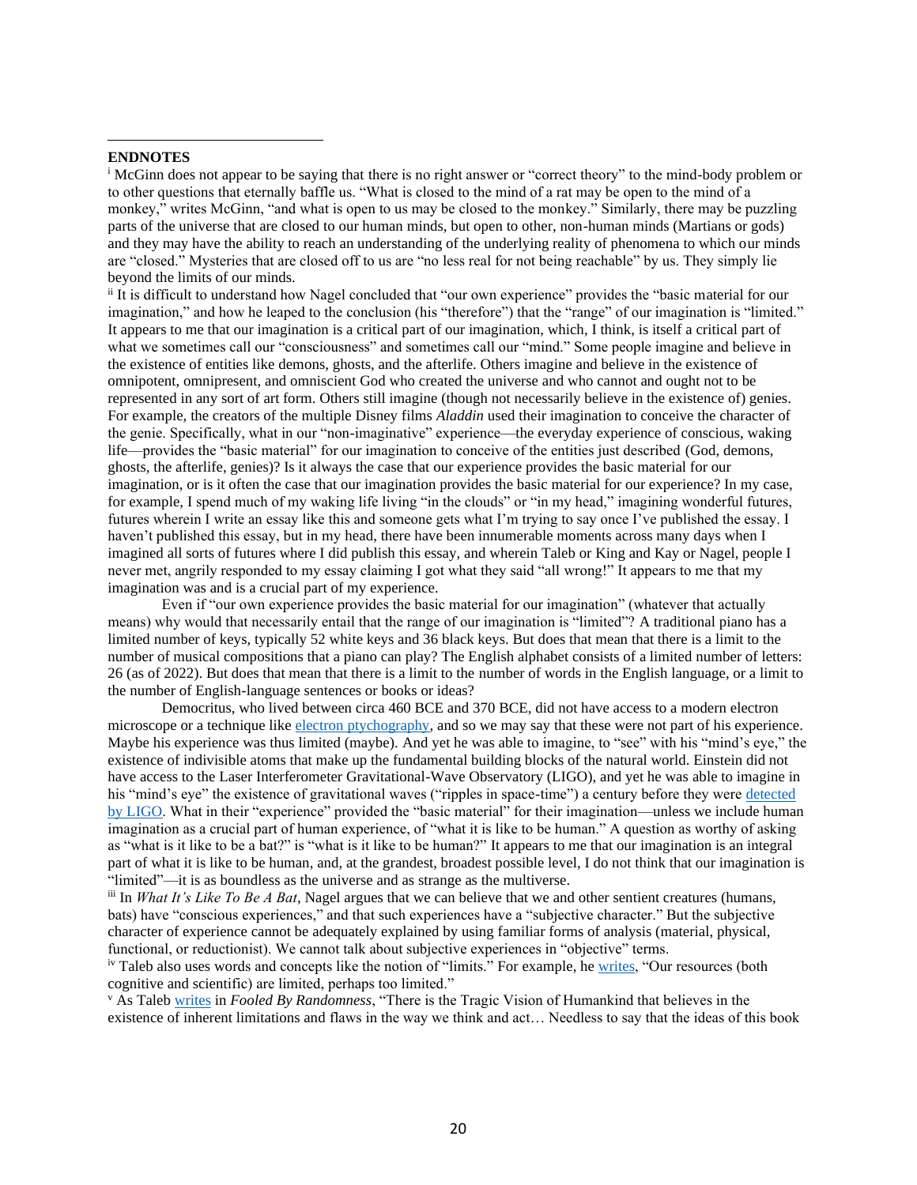## ENDNOTES

[i] McGinn does not appear to be saying that there is no right answer or "correct theory" to the mind-body problem or to other questions that eternally baffle us. "What is closed to the mind of a rat may be open to the mind of a monkey," writes McGinn, "and what is open to us may be closed to the monkey." Similarly, there may be puzzling parts of the universe that are closed to our human minds, but open to other, non-human minds (Martians or gods) and they may have the ability to reach an understanding of the underlying reality of phenomena to which our minds are "closed." Mysteries that are closed off to us are "no less real for not being reachable" by us. They simply lie beyond the limits of our minds.

[ii] It is difficult to understand how Nagel concluded that "our own experience" provides the "basic material for our imagination," and how he leaped to the conclusion (his "therefore") that the "range" of our imagination is "limited." It appears to me that our imagination is a critical part of our imagination, which, I think, is itself a critical part of what we sometimes call our "consciousness" and sometimes call our "mind." Some people imagine and believe in the existence of entities like demons, ghosts, and the afterlife. Others imagine and believe in the existence of omnipotent, omnipresent, and omniscient God who created the universe and who cannot and ought not to be represented in any sort of art form. Others still imagine (though not necessarily believe in the existence of) genies. For example, the creators of the multiple Disney films *Aladdin* used their imagination to conceive the character of the genie. Specifically, what in our "non-imaginative" experience—the everyday experience of conscious, waking life—provides the "basic material" for our imagination to conceive of the entities just described (God, demons, ghosts, the afterlife, genies)? Is it always the case that our experience provides the basic material for our imagination, or is it often the case that our imagination provides the basic material for our experience? In my case, for example, I spend much of my waking life living "in the clouds" or "in my head," imagining wonderful futures, futures wherein I write an essay like this and someone gets what I'm trying to say once I've published the essay. I haven't published this essay, but in my head, there have been innumerable moments across many days when I imagined all sorts of futures where I did publish this essay, and wherein Taleb or King and Kay or Nagel, people I never met, angrily responded to my essay claiming I got what they said "all wrong!" It appears to me that my imagination was and is a crucial part of my experience.

Even if "our own experience provides the basic material for our imagination" (whatever that actually means) why would that necessarily entail that the range of our imagination is "limited"? A traditional piano has a limited number of keys, typically 52 white keys and 36 black keys. But does that mean that there is a limit to the number of musical compositions that a piano can play? The English alphabet consists of a limited number of letters: 26 (as of 2022). But does that mean that there is a limit to the number of words in the English language, or a limit to the number of English-language sentences or books or ideas?

Democritus, who lived between circa 460 BCE and 370 BCE, did not have access to a modern electron microscope or a technique like electron ptychography, and so we may say that these were not part of his experience. Maybe his experience was thus limited (maybe). And yet he was able to imagine, to "see" with his "mind's eye," the existence of indivisible atoms that make up the fundamental building blocks of the natural world. Einstein did not have access to the Laser Interferometer Gravitational-Wave Observatory (LIGO), and yet he was able to imagine in his "mind's eye" the existence of gravitational waves ("ripples in space-time") a century before they were detected by LIGO. What in their "experience" provided the "basic material" for their imagination—unless we include human imagination as a crucial part of human experience, of "what it is like to be human." A question as worthy of asking as "what is it like to be a bat?" is "what is it like to be human?" It appears to me that our imagination is an integral part of what it is like to be human, and, at the grandest, broadest possible level, I do not think that our imagination is "limited"—it is as boundless as the universe and as strange as the multiverse.

[iii] In *What It's Like To Be A Bat*, Nagel argues that we can believe that we and other sentient creatures (humans, bats) have "conscious experiences," and that such experiences have a "subjective character." But the subjective character of experience cannot be adequately explained by using familiar forms of analysis (material, physical, functional, or reductionist). We cannot talk about subjective experiences in "objective" terms.

[iv] Taleb also uses words and concepts like the notion of "limits." For example, he writes, "Our resources (both cognitive and scientific) are limited, perhaps too limited."

[v] As Taleb writes in *Fooled By Randomness*, "There is the Tragic Vision of Humankind that believes in the existence of inherent limitations and flaws in the way we think and act… Needless to say that the ideas of this book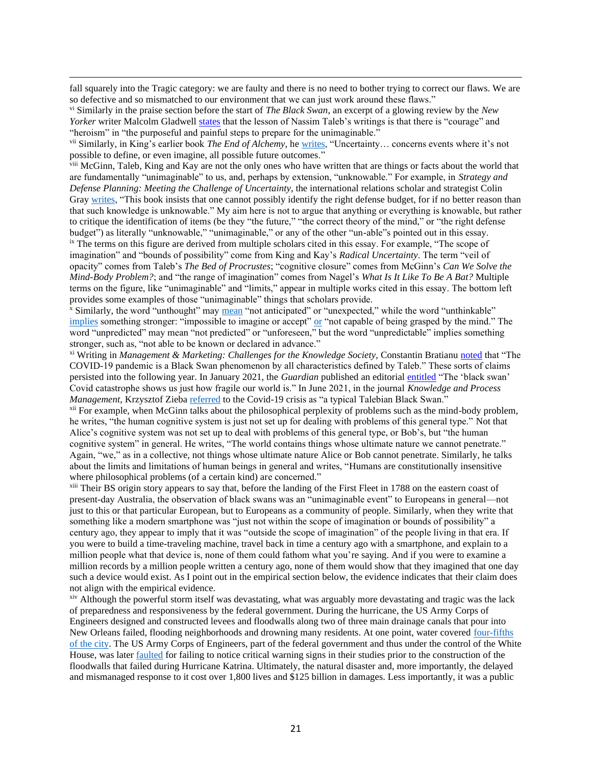fall squarely into the Tragic category: we are faulty and there is no need to bother trying to correct our flaws. We are so defective and so mismatched to our environment that we can just work around these flaws."

[vi] Similarly in the praise section before the start of *The Black Swan*, an excerpt of a glowing review by the *New Yorker* writer Malcolm Gladwell states that the lesson of Nassim Taleb's writings is that there is "courage" and "heroism" in "the purposeful and painful steps to prepare for the unimaginable."

[vii] Similarly, in King's earlier book *The End of Alchemy*, he writes, "Uncertainty… concerns events where it's not possible to define, or even imagine, all possible future outcomes."

[viii] McGinn, Taleb, King and Kay are not the only ones who have written that are things or facts about the world that are fundamentally "unimaginable" to us, and, perhaps by extension, "unknowable." For example, in *Strategy and Defense Planning: Meeting the Challenge of Uncertainty*, the international relations scholar and strategist Colin Gray writes, "This book insists that one cannot possibly identify the right defense budget, for if no better reason than that such knowledge is unknowable." My aim here is not to argue that anything or everything is knowable, but rather to critique the identification of items (be they "the future," "the correct theory of the mind," or "the right defense budget") as literally "unknowable," "unimaginable," or any of the other "un-able"s pointed out in this essay.

[ix] The terms on this figure are derived from multiple scholars cited in this essay. For example, "The scope of imagination" and "bounds of possibility" come from King and Kay's *Radical Uncertainty*. The term "veil of opacity" comes from Taleb's *The Bed of Procrustes*; "cognitive closure" comes from McGinn's *Can We Solve the Mind-Body Problem?*; and "the range of imagination" comes from Nagel's *What Is It Like To Be A Bat?* Multiple terms on the figure, like "unimaginable" and "limits," appear in multiple works cited in this essay. The bottom left provides some examples of those "unimaginable" things that scholars provide.

[x] Similarly, the word "unthought" may mean "not anticipated" or "unexpected," while the word "unthinkable" implies something stronger: "impossible to imagine or accept" or "not capable of being grasped by the mind." The word "unpredicted" may mean "not predicted" or "unforeseen," but the word "unpredictable" implies something stronger, such as, "not able to be known or declared in advance."

[xi] Writing in *Management & Marketing: Challenges for the Knowledge Society*, Constantin Bratianu noted that "The COVID-19 pandemic is a Black Swan phenomenon by all characteristics defined by Taleb." These sorts of claims persisted into the following year. In January 2021, the *Guardian* published an editorial entitled "The 'black swan' Covid catastrophe shows us just how fragile our world is." In June 2021, in the journal *Knowledge and Process Management*, Krzysztof Zieba referred to the Covid-19 crisis as "a typical Talebian Black Swan."

[xii] For example, when McGinn talks about the philosophical perplexity of problems such as the mind-body problem, he writes, "the human cognitive system is just not set up for dealing with problems of this general type." Not that Alice's cognitive system was not set up to deal with problems of this general type, or Bob's, but "the human cognitive system" in general. He writes, "The world contains things whose ultimate nature we cannot penetrate." Again, "we," as in a collective, not things whose ultimate nature Alice or Bob cannot penetrate. Similarly, he talks about the limits and limitations of human beings in general and writes, "Humans are constitutionally insensitive where philosophical problems (of a certain kind) are concerned."

[xiii] Their BS origin story appears to say that, before the landing of the First Fleet in 1788 on the eastern coast of present-day Australia, the observation of black swans was an "unimaginable event" to Europeans in general—not just to this or that particular European, but to Europeans as a community of people. Similarly, when they write that something like a modern smartphone was "just not within the scope of imagination or bounds of possibility" a century ago, they appear to imply that it was "outside the scope of imagination" of the people living in that era. If you were to build a time-traveling machine, travel back in time a century ago with a smartphone, and explain to a million people what that device is, none of them could fathom what you're saying. And if you were to examine a million records by a million people written a century ago, none of them would show that they imagined that one day such a device would exist. As I point out in the empirical section below, the evidence indicates that their claim does not align with the empirical evidence.

[xiv] Although the powerful storm itself was devastating, what was arguably more devastating and tragic was the lack of preparedness and responsiveness by the federal government. During the hurricane, the US Army Corps of Engineers designed and constructed levees and floodwalls along two of three main drainage canals that pour into New Orleans failed, flooding neighborhoods and drowning many residents. At one point, water covered four-fifths of the city. The US Army Corps of Engineers, part of the federal government and thus under the control of the White House, was later faulted for failing to notice critical warning signs in their studies prior to the construction of the floodwalls that failed during Hurricane Katrina. Ultimately, the natural disaster and, more importantly, the delayed and mismanaged response to it cost over 1,800 lives and $125 billion in damages. Less importantly, it was a public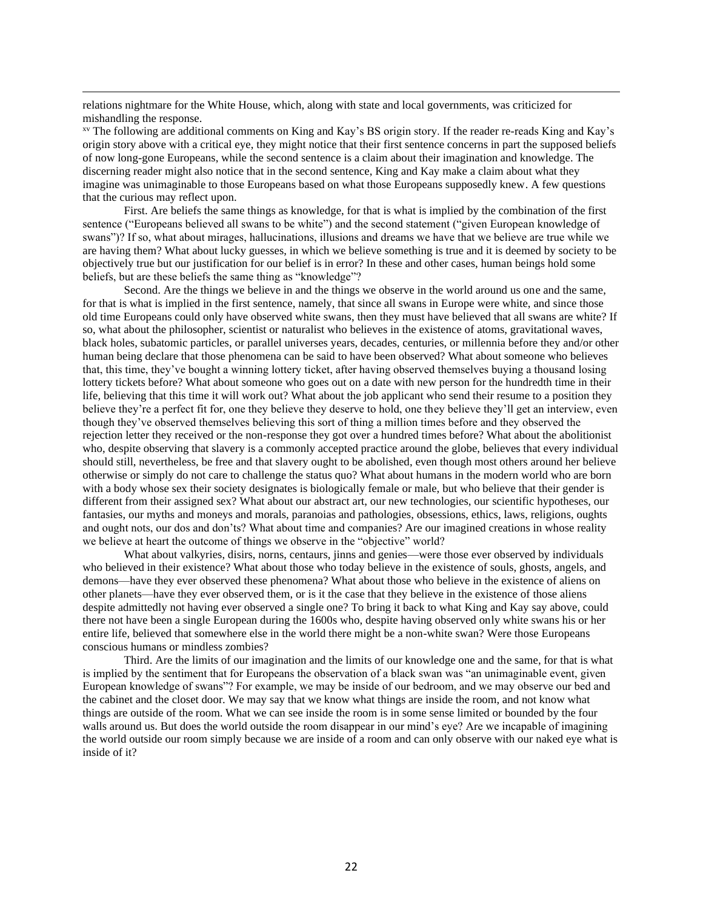relations nightmare for the White House, which, along with state and local governments, was criticized for mishandling the response.

[xv] The following are additional comments on King and Kay's BS origin story. If the reader re-reads King and Kay's origin story above with a critical eye, they might notice that their first sentence concerns in part the supposed beliefs of now long-gone Europeans, while the second sentence is a claim about their imagination and knowledge. The discerning reader might also notice that in the second sentence, King and Kay make a claim about what they imagine was unimaginable to those Europeans based on what those Europeans supposedly knew. A few questions that the curious may reflect upon.

First. Are beliefs the same things as knowledge, for that is what is implied by the combination of the first sentence ("Europeans believed all swans to be white") and the second statement ("given European knowledge of swans")? If so, what about mirages, hallucinations, illusions and dreams we have that we believe are true while we are having them? What about lucky guesses, in which we believe something is true and it is deemed by society to be objectively true but our justification for our belief is in error? In these and other cases, human beings hold some beliefs, but are these beliefs the same thing as "knowledge"?

Second. Are the things we believe in and the things we observe in the world around us one and the same, for that is what is implied in the first sentence, namely, that since all swans in Europe were white, and since those old time Europeans could only have observed white swans, then they must have believed that all swans are white? If so, what about the philosopher, scientist or naturalist who believes in the existence of atoms, gravitational waves, black holes, subatomic particles, or parallel universes years, decades, centuries, or millennia before they and/or other human being declare that those phenomena can be said to have been observed? What about someone who believes that, this time, they've bought a winning lottery ticket, after having observed themselves buying a thousand losing lottery tickets before? What about someone who goes out on a date with new person for the hundredth time in their life, believing that this time it will work out? What about the job applicant who send their resume to a position they believe they're a perfect fit for, one they believe they deserve to hold, one they believe they'll get an interview, even though they've observed themselves believing this sort of thing a million times before and they observed the rejection letter they received or the non-response they got over a hundred times before? What about the abolitionist who, despite observing that slavery is a commonly accepted practice around the globe, believes that every individual should still, nevertheless, be free and that slavery ought to be abolished, even though most others around her believe otherwise or simply do not care to challenge the status quo? What about humans in the modern world who are born with a body whose sex their society designates is biologically female or male, but who believe that their gender is different from their assigned sex? What about our abstract art, our new technologies, our scientific hypotheses, our fantasies, our myths and moneys and morals, paranoias and pathologies, obsessions, ethics, laws, religions, oughts and ought nots, our dos and don'ts? What about time and companies? Are our imagined creations in whose reality we believe at heart the outcome of things we observe in the "objective" world?

What about valkyries, disirs, norns, centaurs, jinns and genies—were those ever observed by individuals who believed in their existence? What about those who today believe in the existence of souls, ghosts, angels, and demons—have they ever observed these phenomena? What about those who believe in the existence of aliens on other planets—have they ever observed them, or is it the case that they believe in the existence of those aliens despite admittedly not having ever observed a single one? To bring it back to what King and Kay say above, could there not have been a single European during the 1600s who, despite having observed only white swans his or her entire life, believed that somewhere else in the world there might be a non-white swan? Were those Europeans conscious humans or mindless zombies?

Third. Are the limits of our imagination and the limits of our knowledge one and the same, for that is what is implied by the sentiment that for Europeans the observation of a black swan was "an unimaginable event, given European knowledge of swans"? For example, we may be inside of our bedroom, and we may observe our bed and the cabinet and the closet door. We may say that we know what things are inside the room, and not know what things are outside of the room. What we can see inside the room is in some sense limited or bounded by the four walls around us. But does the world outside the room disappear in our mind's eye? Are we incapable of imagining the world outside our room simply because we are inside of a room and can only observe with our naked eye what is inside of it?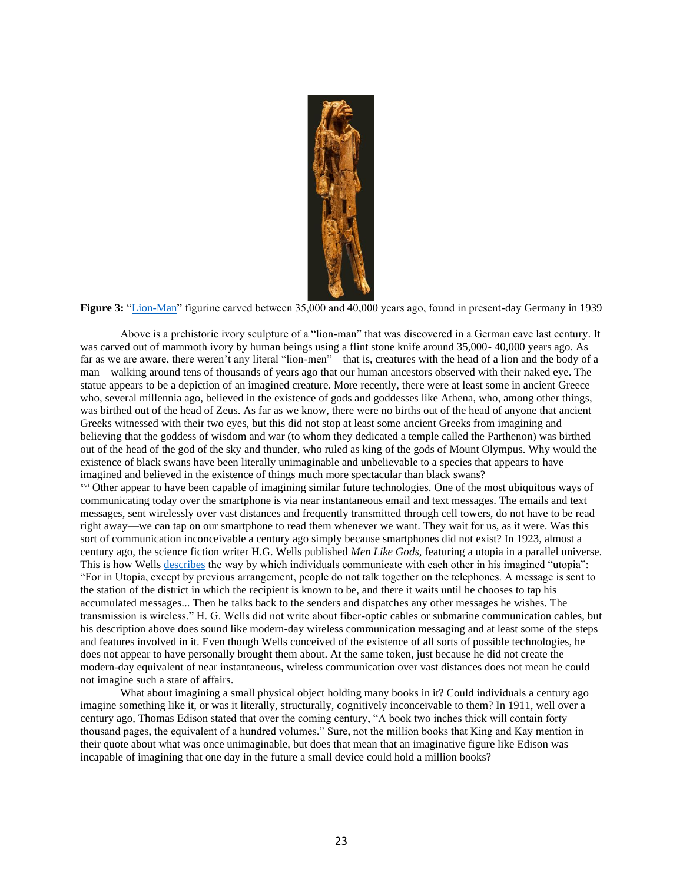**Figure 3:** "Lion-Man" figurine carved between 35,000 and 40,000 years ago, found in present-day Germany in 1939

Above is a prehistoric ivory sculpture of a "lion-man" that was discovered in a German cave last century. It was carved out of mammoth ivory by human beings using a flint stone knife around 35,000- 40,000 years ago. As far as we are aware, there weren't any literal "lion-men"—that is, creatures with the head of a lion and the body of a man—walking around tens of thousands of years ago that our human ancestors observed with their naked eye. The statue appears to be a depiction of an imagined creature. More recently, there were at least some in ancient Greece who, several millennia ago, believed in the existence of gods and goddesses like Athena, who, among other things, was birthed out of the head of Zeus. As far as we know, there were no births out of the head of anyone that ancient Greeks witnessed with their two eyes, but this did not stop at least some ancient Greeks from imagining and believing that the goddess of wisdom and war (to whom they dedicated a temple called the Parthenon) was birthed out of the head of the god of the sky and thunder, who ruled as king of the gods of Mount Olympus. Why would the existence of black swans have been literally unimaginable and unbelievable to a species that appears to have imagined and believed in the existence of things much more spectacular than black swans?

[xvi] Other appear to have been capable of imagining similar future technologies. One of the most ubiquitous ways of communicating today over the smartphone is via near instantaneous email and text messages. The emails and text messages, sent wirelessly over vast distances and frequently transmitted through cell towers, do not have to be read right away—we can tap on our smartphone to read them whenever we want. They wait for us, as it were. Was this sort of communication inconceivable a century ago simply because smartphones did not exist? In 1923, almost a century ago, the science fiction writer H.G. Wells published *Men Like Gods*, featuring a utopia in a parallel universe. This is how Wells describes the way by which individuals communicate with each other in his imagined "utopia": "For in Utopia, except by previous arrangement, people do not talk together on the telephones. A message is sent to the station of the district in which the recipient is known to be, and there it waits until he chooses to tap his accumulated messages... Then he talks back to the senders and dispatches any other messages he wishes. The transmission is wireless." H. G. Wells did not write about fiber-optic cables or submarine communication cables, but his description above does sound like modern-day wireless communication messaging and at least some of the steps and features involved in it. Even though Wells conceived of the existence of all sorts of possible technologies, he does not appear to have personally brought them about. At the same token, just because he did not create the modern-day equivalent of near instantaneous, wireless communication over vast distances does not mean he could not imagine such a state of affairs.

What about imagining a small physical object holding many books in it? Could individuals a century ago imagine something like it, or was it literally, structurally, cognitively inconceivable to them? In 1911, well over a century ago, Thomas Edison stated that over the coming century, "A book two inches thick will contain forty thousand pages, the equivalent of a hundred volumes." Sure, not the million books that King and Kay mention in their quote about what was once unimaginable, but does that mean that an imaginative figure like Edison was incapable of imagining that one day in the future a small device could hold a million books?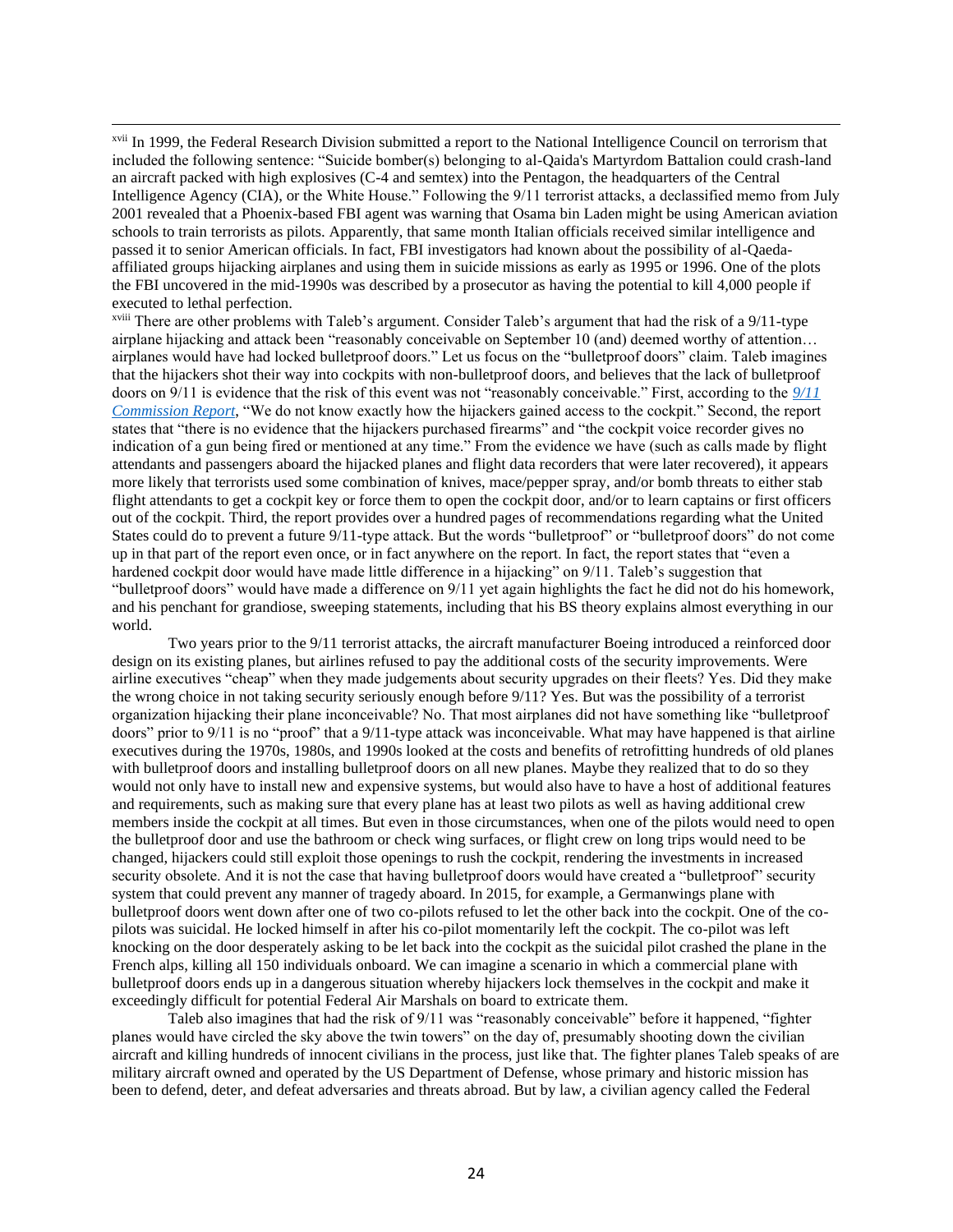[xvii] In 1999, the Federal Research Division submitted a report to the National Intelligence Council on terrorism that included the following sentence: "Suicide bomber(s) belonging to al-Qaida's Martyrdom Battalion could crash-land an aircraft packed with high explosives (C-4 and semtex) into the Pentagon, the headquarters of the Central Intelligence Agency (CIA), or the White House." Following the 9/11 terrorist attacks, a declassified memo from July 2001 revealed that a Phoenix-based FBI agent was warning that Osama bin Laden might be using American aviation schools to train terrorists as pilots. Apparently, that same month Italian officials received similar intelligence and passed it to senior American officials. In fact, FBI investigators had known about the possibility of al-Qaeda-affiliated groups hijacking airplanes and using them in suicide missions as early as 1995 or 1996. One of the plots the FBI uncovered in the mid-1990s was described by a prosecutor as having the potential to kill 4,000 people if executed to lethal perfection.

[xviii] There are other problems with Taleb's argument. Consider Taleb's argument that had the risk of a 9/11-type airplane hijacking and attack been "reasonably conceivable on September 10 (and) deemed worthy of attention… airplanes would have had locked bulletproof doors." Let us focus on the "bulletproof doors" claim. Taleb imagines that the hijackers shot their way into cockpits with non-bulletproof doors, and believes that the lack of bulletproof doors on 9/11 is evidence that the risk of this event was not "reasonably conceivable." First, according to the *9/11 Commission Report*, "We do not know exactly how the hijackers gained access to the cockpit." Second, the report states that "there is no evidence that the hijackers purchased firearms" and "the cockpit voice recorder gives no indication of a gun being fired or mentioned at any time." From the evidence we have (such as calls made by flight attendants and passengers aboard the hijacked planes and flight data recorders that were later recovered), it appears more likely that terrorists used some combination of knives, mace/pepper spray, and/or bomb threats to either stab flight attendants to get a cockpit key or force them to open the cockpit door, and/or to learn captains or first officers out of the cockpit. Third, the report provides over a hundred pages of recommendations regarding what the United States could do to prevent a future 9/11-type attack. But the words "bulletproof" or "bulletproof doors" do not come up in that part of the report even once, or in fact anywhere on the report. In fact, the report states that "even a hardened cockpit door would have made little difference in a hijacking" on 9/11. Taleb's suggestion that "bulletproof doors" would have made a difference on 9/11 yet again highlights the fact he did not do his homework, and his penchant for grandiose, sweeping statements, including that his BS theory explains almost everything in our world.

Two years prior to the 9/11 terrorist attacks, the aircraft manufacturer Boeing introduced a reinforced door design on its existing planes, but airlines refused to pay the additional costs of the security improvements. Were airline executives "cheap" when they made judgements about security upgrades on their fleets? Yes. Did they make the wrong choice in not taking security seriously enough before 9/11? Yes. But was the possibility of a terrorist organization hijacking their plane inconceivable? No. That most airplanes did not have something like "bulletproof doors" prior to 9/11 is no "proof" that a 9/11-type attack was inconceivable. What may have happened is that airline executives during the 1970s, 1980s, and 1990s looked at the costs and benefits of retrofitting hundreds of old planes with bulletproof doors and installing bulletproof doors on all new planes. Maybe they realized that to do so they would not only have to install new and expensive systems, but would also have to have a host of additional features and requirements, such as making sure that every plane has at least two pilots as well as having additional crew members inside the cockpit at all times. But even in those circumstances, when one of the pilots would need to open the bulletproof door and use the bathroom or check wing surfaces, or flight crew on long trips would need to be changed, hijackers could still exploit those openings to rush the cockpit, rendering the investments in increased security obsolete. And it is not the case that having bulletproof doors would have created a "bulletproof" security system that could prevent any manner of tragedy aboard. In 2015, for example, a Germanwings plane with bulletproof doors went down after one of two co-pilots refused to let the other back into the cockpit. One of the co-pilots was suicidal. He locked himself in after his co-pilot momentarily left the cockpit. The co-pilot was left knocking on the door desperately asking to be let back into the cockpit as the suicidal pilot crashed the plane in the French alps, killing all 150 individuals onboard. We can imagine a scenario in which a commercial plane with bulletproof doors ends up in a dangerous situation whereby hijackers lock themselves in the cockpit and make it exceedingly difficult for potential Federal Air Marshals on board to extricate them.

Taleb also imagines that had the risk of 9/11 was "reasonably conceivable" before it happened, "fighter planes would have circled the sky above the twin towers" on the day of, presumably shooting down the civilian aircraft and killing hundreds of innocent civilians in the process, just like that. The fighter planes Taleb speaks of are military aircraft owned and operated by the US Department of Defense, whose primary and historic mission has been to defend, deter, and defeat adversaries and threats abroad. But by law, a civilian agency called the Federal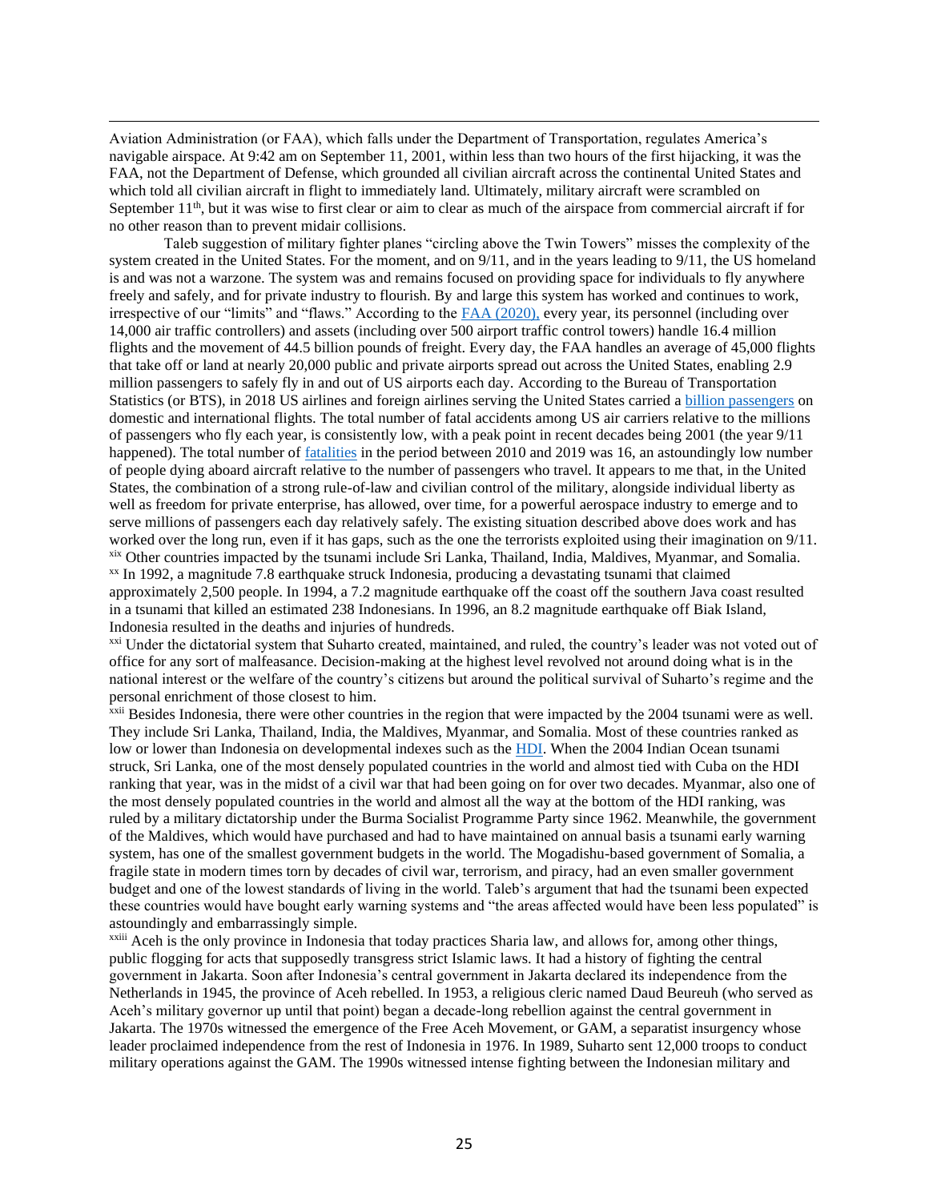Aviation Administration (or FAA), which falls under the Department of Transportation, regulates America's navigable airspace. At 9:42 am on September 11, 2001, within less than two hours of the first hijacking, it was the FAA, not the Department of Defense, which grounded all civilian aircraft across the continental United States and which told all civilian aircraft in flight to immediately land. Ultimately, military aircraft were scrambled on September 11th, but it was wise to first clear or aim to clear as much of the airspace from commercial aircraft if for no other reason than to prevent midair collisions.

Taleb suggestion of military fighter planes "circling above the Twin Towers" misses the complexity of the system created in the United States. For the moment, and on 9/11, and in the years leading to 9/11, the US homeland is and was not a warzone. The system was and remains focused on providing space for individuals to fly anywhere freely and safely, and for private industry to flourish. By and large this system has worked and continues to work, irrespective of our "limits" and "flaws." According to the FAA (2020), every year, its personnel (including over 14,000 air traffic controllers) and assets (including over 500 airport traffic control towers) handle 16.4 million flights and the movement of 44.5 billion pounds of freight. Every day, the FAA handles an average of 45,000 flights that take off or land at nearly 20,000 public and private airports spread out across the United States, enabling 2.9 million passengers to safely fly in and out of US airports each day. According to the Bureau of Transportation Statistics (or BTS), in 2018 US airlines and foreign airlines serving the United States carried a billion passengers on domestic and international flights. The total number of fatal accidents among US air carriers relative to the millions of passengers who fly each year, is consistently low, with a peak point in recent decades being 2001 (the year 9/11 happened). The total number of fatalities in the period between 2010 and 2019 was 16, an astoundingly low number of people dying aboard aircraft relative to the number of passengers who travel. It appears to me that, in the United States, the combination of a strong rule-of-law and civilian control of the military, alongside individual liberty as well as freedom for private enterprise, has allowed, over time, for a powerful aerospace industry to emerge and to serve millions of passengers each day relatively safely. The existing situation described above does work and has worked over the long run, even if it has gaps, such as the one the terrorists exploited using their imagination on 9/11.

[xix] Other countries impacted by the tsunami include Sri Lanka, Thailand, India, Maldives, Myanmar, and Somalia.

[xx] In 1992, a magnitude 7.8 earthquake struck Indonesia, producing a devastating tsunami that claimed approximately 2,500 people. In 1994, a 7.2 magnitude earthquake off the coast off the southern Java coast resulted in a tsunami that killed an estimated 238 Indonesians. In 1996, an 8.2 magnitude earthquake off Biak Island, Indonesia resulted in the deaths and injuries of hundreds.

[xxi] Under the dictatorial system that Suharto created, maintained, and ruled, the country's leader was not voted out of office for any sort of malfeasance. Decision-making at the highest level revolved not around doing what is in the national interest or the welfare of the country's citizens but around the political survival of Suharto's regime and the personal enrichment of those closest to him.

[xxii] Besides Indonesia, there were other countries in the region that were impacted by the 2004 tsunami were as well. They include Sri Lanka, Thailand, India, the Maldives, Myanmar, and Somalia. Most of these countries ranked as low or lower than Indonesia on developmental indexes such as the HDI. When the 2004 Indian Ocean tsunami struck, Sri Lanka, one of the most densely populated countries in the world and almost tied with Cuba on the HDI ranking that year, was in the midst of a civil war that had been going on for over two decades. Myanmar, also one of the most densely populated countries in the world and almost all the way at the bottom of the HDI ranking, was ruled by a military dictatorship under the Burma Socialist Programme Party since 1962. Meanwhile, the government of the Maldives, which would have purchased and had to have maintained on annual basis a tsunami early warning system, has one of the smallest government budgets in the world. The Mogadishu-based government of Somalia, a fragile state in modern times torn by decades of civil war, terrorism, and piracy, had an even smaller government budget and one of the lowest standards of living in the world. Taleb's argument that had the tsunami been expected these countries would have bought early warning systems and "the areas affected would have been less populated" is astoundingly and embarrassingly simple.

[xxiii] Aceh is the only province in Indonesia that today practices Sharia law, and allows for, among other things, public flogging for acts that supposedly transgress strict Islamic laws. It had a history of fighting the central government in Jakarta. Soon after Indonesia's central government in Jakarta declared its independence from the Netherlands in 1945, the province of Aceh rebelled. In 1953, a religious cleric named Daud Beureuh (who served as Aceh's military governor up until that point) began a decade-long rebellion against the central government in Jakarta. The 1970s witnessed the emergence of the Free Aceh Movement, or GAM, a separatist insurgency whose leader proclaimed independence from the rest of Indonesia in 1976. In 1989, Suharto sent 12,000 troops to conduct military operations against the GAM. The 1990s witnessed intense fighting between the Indonesian military and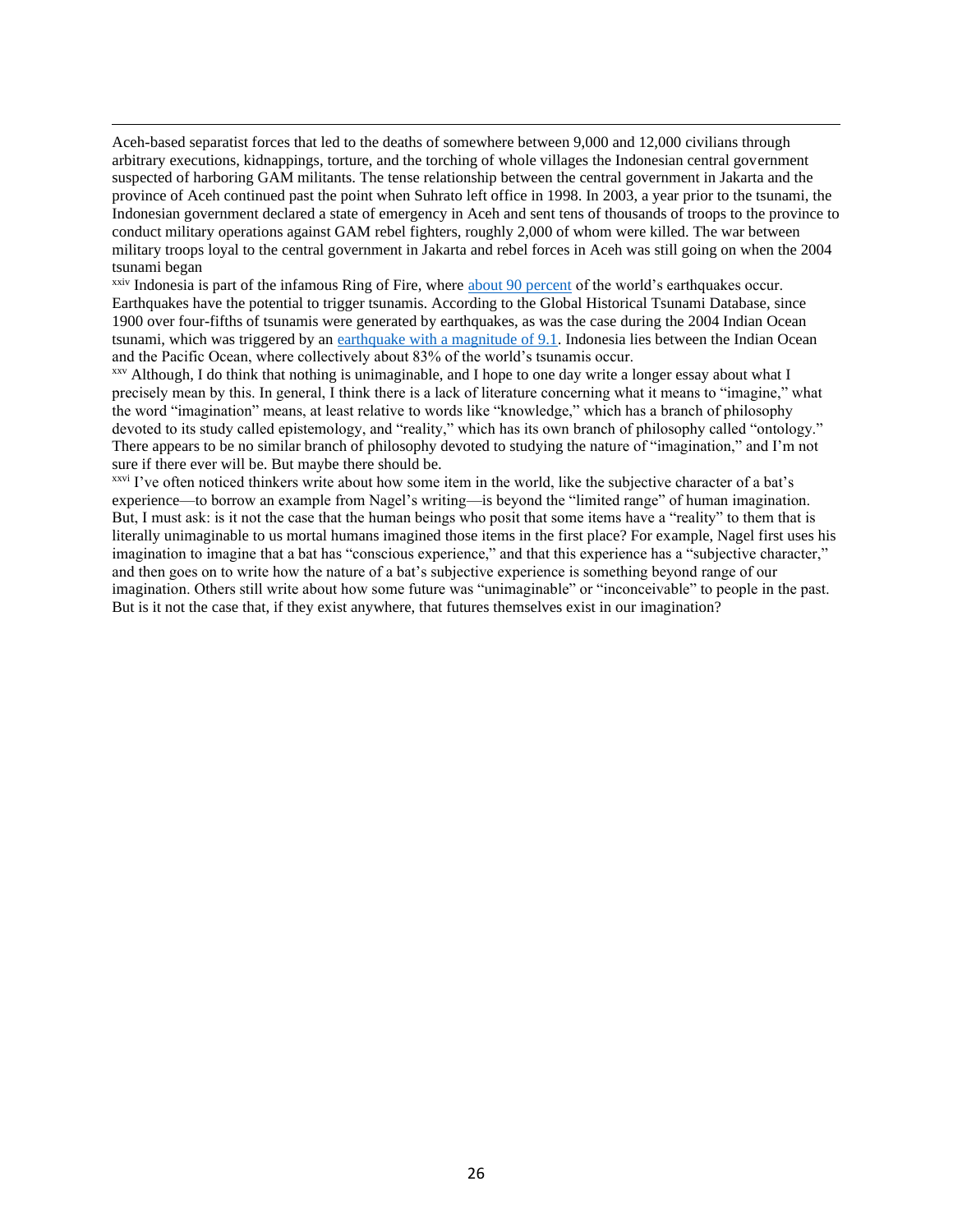Aceh-based separatist forces that led to the deaths of somewhere between 9,000 and 12,000 civilians through arbitrary executions, kidnappings, torture, and the torching of whole villages the Indonesian central government suspected of harboring GAM militants. The tense relationship between the central government in Jakarta and the province of Aceh continued past the point when Suhrato left office in 1998. In 2003, a year prior to the tsunami, the Indonesian government declared a state of emergency in Aceh and sent tens of thousands of troops to the province to conduct military operations against GAM rebel fighters, roughly 2,000 of whom were killed. The war between military troops loyal to the central government in Jakarta and rebel forces in Aceh was still going on when the 2004 tsunami began

[xxiv] Indonesia is part of the infamous Ring of Fire, where about 90 percent of the world's earthquakes occur. Earthquakes have the potential to trigger tsunamis. According to the Global Historical Tsunami Database, since 1900 over four-fifths of tsunamis were generated by earthquakes, as was the case during the 2004 Indian Ocean tsunami, which was triggered by an earthquake with a magnitude of 9.1. Indonesia lies between the Indian Ocean and the Pacific Ocean, where collectively about 83% of the world's tsunamis occur.

[xxv] Although, I do think that nothing is unimaginable, and I hope to one day write a longer essay about what I precisely mean by this. In general, I think there is a lack of literature concerning what it means to "imagine," what the word "imagination" means, at least relative to words like "knowledge," which has a branch of philosophy devoted to its study called epistemology, and "reality," which has its own branch of philosophy called "ontology." There appears to be no similar branch of philosophy devoted to studying the nature of "imagination," and I'm not sure if there ever will be. But maybe there should be.

[xxvi] I've often noticed thinkers write about how some item in the world, like the subjective character of a bat's experience—to borrow an example from Nagel's writing—is beyond the "limited range" of human imagination. But, I must ask: is it not the case that the human beings who posit that some items have a "reality" to them that is literally unimaginable to us mortal humans imagined those items in the first place? For example, Nagel first uses his imagination to imagine that a bat has "conscious experience," and that this experience has a "subjective character," and then goes on to write how the nature of a bat's subjective experience is something beyond range of our imagination. Others still write about how some future was "unimaginable" or "inconceivable" to people in the past. But is it not the case that, if they exist anywhere, that futures themselves exist in our imagination?